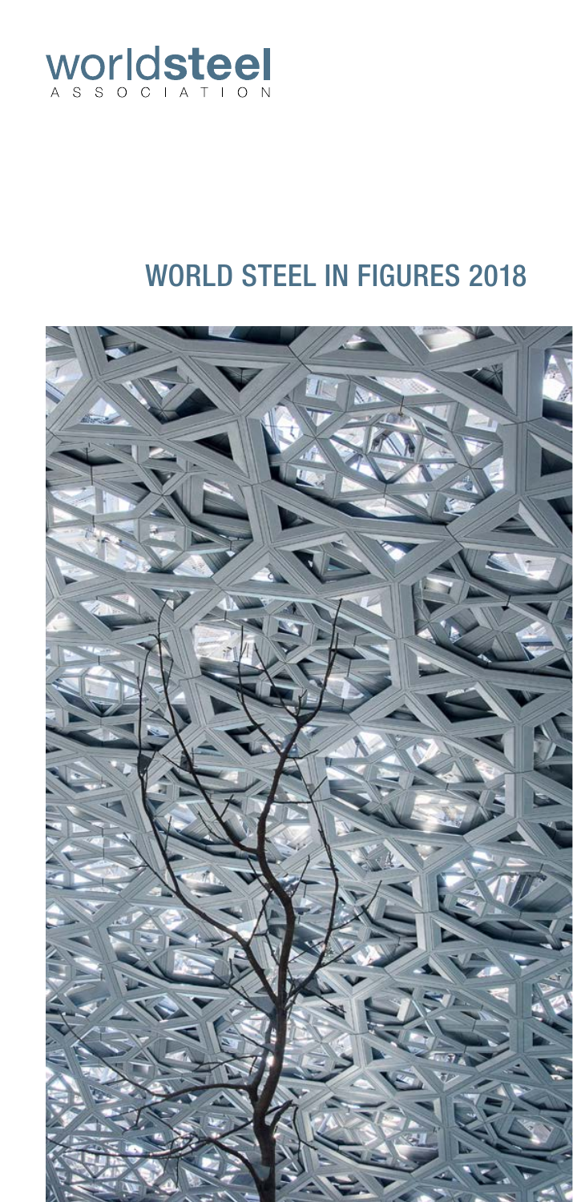worldsteel ASSOCIATION

# WORLD STEEL IN FIGURES 2018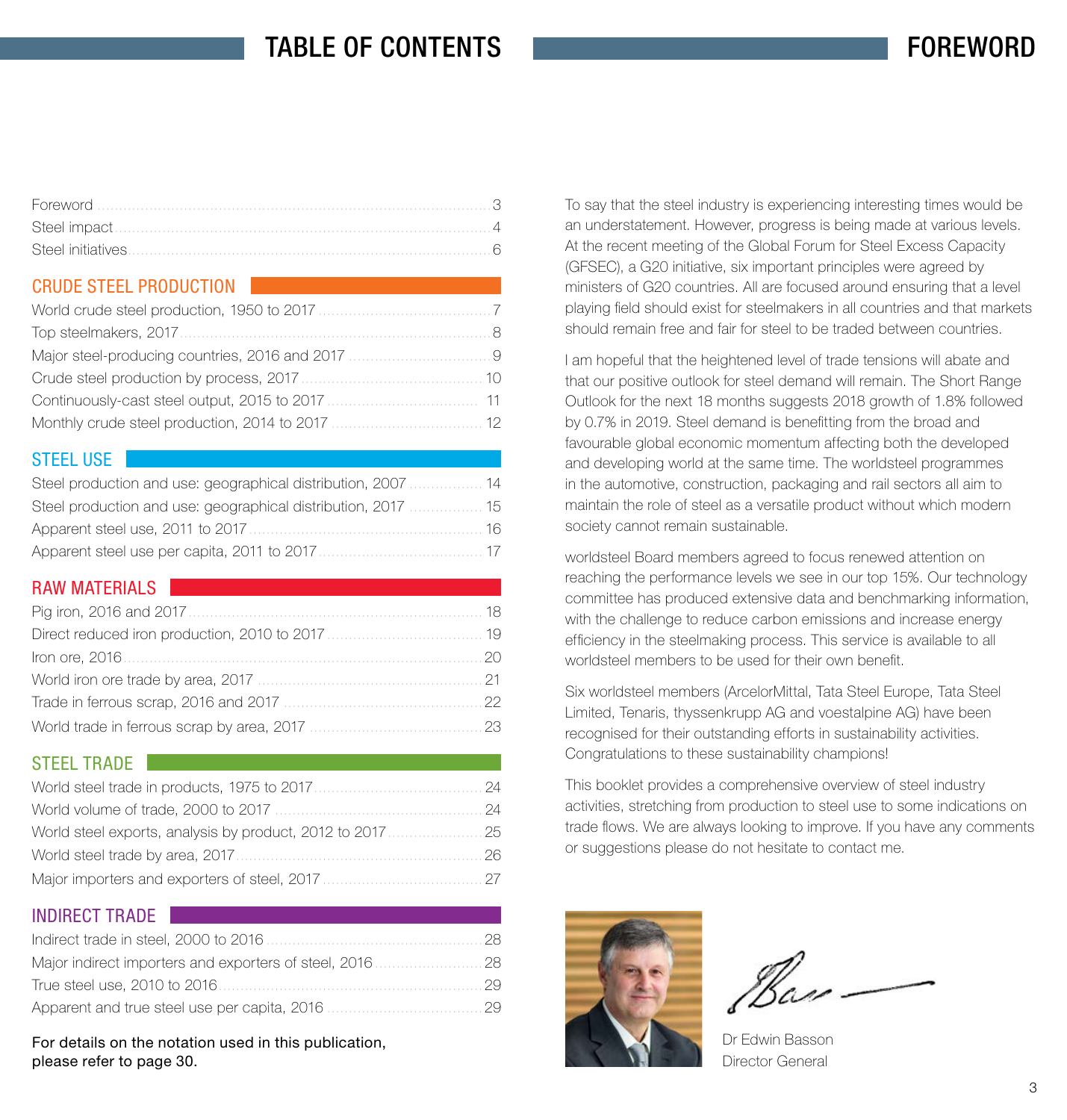# TABLE OF CONTENTS

Foreword ... 3
Steel impact ... 4
Steel initiatives ... 6

## CRUDE STEEL PRODUCTION

World crude steel production, 1950 to 2017 ... 7
Top steelmakers, 2017 ... 8
Major steel-producing countries, 2016 and 2017 ... 9
Crude steel production by process, 2017 ... 10
Continuously-cast steel output, 2015 to 2017 ... 11
Monthly crude steel production, 2014 to 2017 ... 12

## STEEL USE

Steel production and use: geographical distribution, 2007 ... 14
Steel production and use: geographical distribution, 2017 ... 15
Apparent steel use, 2011 to 2017 ... 16
Apparent steel use per capita, 2011 to 2017 ... 17

## RAW MATERIALS

Pig iron, 2016 and 2017 ... 18
Direct reduced iron production, 2010 to 2017 ... 19
Iron ore, 2016 ... 20
World iron ore trade by area, 2017 ... 21
Trade in ferrous scrap, 2016 and 2017 ... 22
World trade in ferrous scrap by area, 2017 ... 23

## STEEL TRADE

World steel trade in products, 1975 to 2017 ... 24
World volume of trade, 2000 to 2017 ... 24
World steel exports, analysis by product, 2012 to 2017 ... 25
World steel trade by area, 2017 ... 26
Major importers and exporters of steel, 2017 ... 27

## INDIRECT TRADE

Indirect trade in steel, 2000 to 2016 ... 28
Major indirect importers and exporters of steel, 2016 ... 28
True steel use, 2010 to 2016 ... 29
Apparent and true steel use per capita, 2016 ... 29

For details on the notation used in this publication, please refer to page 30.

# FOREWORD

To say that the steel industry is experiencing interesting times would be an understatement. However, progress is being made at various levels. At the recent meeting of the Global Forum for Steel Excess Capacity (GFSEC), a G20 initiative, six important principles were agreed by ministers of G20 countries. All are focused around ensuring that a level playing field should exist for steelmakers in all countries and that markets should remain free and fair for steel to be traded between countries.

I am hopeful that the heightened level of trade tensions will abate and that our positive outlook for steel demand will remain. The Short Range Outlook for the next 18 months suggests 2018 growth of 1.8% followed by 0.7% in 2019. Steel demand is benefitting from the broad and favourable global economic momentum affecting both the developed and developing world at the same time. The worldsteel programmes in the automotive, construction, packaging and rail sectors all aim to maintain the role of steel as a versatile product without which modern society cannot remain sustainable.

worldsteel Board members agreed to focus renewed attention on reaching the performance levels we see in our top 15%. Our technology committee has produced extensive data and benchmarking information, with the challenge to reduce carbon emissions and increase energy efficiency in the steelmaking process. This service is available to all worldsteel members to be used for their own benefit.

Six worldsteel members (ArcelorMittal, Tata Steel Europe, Tata Steel Limited, Tenaris, thyssenkrupp AG and voestalpine AG) have been recognised for their outstanding efforts in sustainability activities. Congratulations to these sustainability champions!

This booklet provides a comprehensive overview of steel industry activities, stretching from production to steel use to some indications on trade flows. We are always looking to improve. If you have any comments or suggestions please do not hesitate to contact me.

Dr Edwin Basson
Director General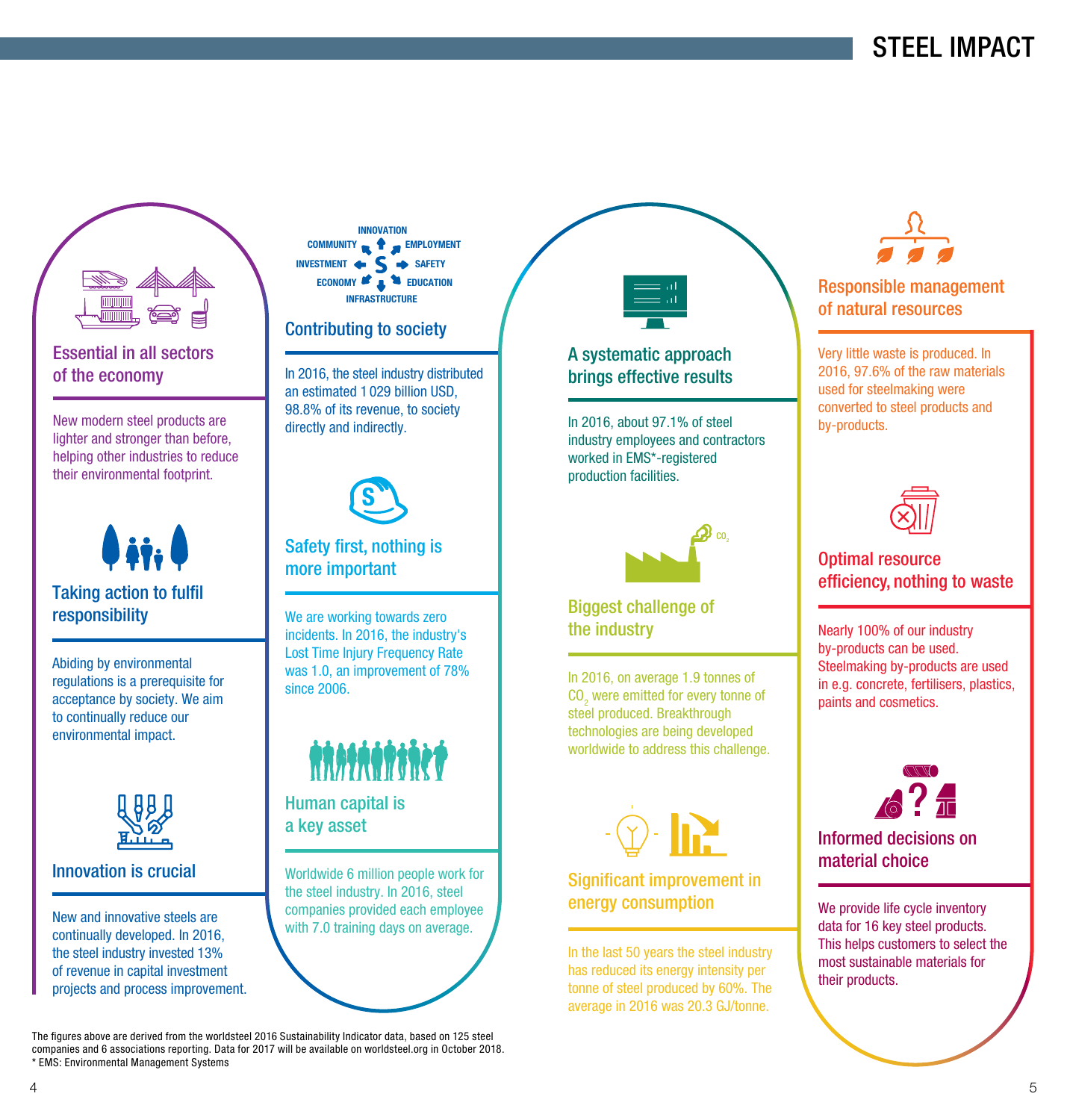# STEEL IMPACT

## Essential in all sectors of the economy

New modern steel products are lighter and stronger than before, helping other industries to reduce their environmental footprint.

## Taking action to fulfil responsibility

Abiding by environmental regulations is a prerequisite for acceptance by society. We aim to continually reduce our environmental impact.

## Innovation is crucial

New and innovative steels are continually developed. In 2016, the steel industry invested 13% of revenue in capital investment projects and process improvement.

INNOVATION, COMMUNITY, EMPLOYMENT, INVESTMENT, SAFETY, ECONOMY, EDUCATION, INFRASTRUCTURE

## Contributing to society

In 2016, the steel industry distributed an estimated 1 029 billion USD, 98.8% of its revenue, to society directly and indirectly.

## Safety first, nothing is more important

We are working towards zero incidents. In 2016, the industry's Lost Time Injury Frequency Rate was 1.0, an improvement of 78% since 2006.

## Human capital is a key asset

Worldwide 6 million people work for the steel industry. In 2016, steel companies provided each employee with 7.0 training days on average.

## A systematic approach brings effective results

In 2016, about 97.1% of steel industry employees and contractors worked in EMS*-registered production facilities.

## Biggest challenge of the industry

In 2016, on average 1.9 tonnes of $CO_2$ were emitted for every tonne of steel produced. Breakthrough technologies are being developed worldwide to address this challenge.

## Significant improvement in energy consumption

In the last 50 years the steel industry has reduced its energy intensity per tonne of steel produced by 60%. The average in 2016 was 20.3 GJ/tonne.

## Responsible management of natural resources

Very little waste is produced. In 2016, 97.6% of the raw materials used for steelmaking were converted to steel products and by-products.

## Optimal resource efficiency, nothing to waste

Nearly 100% of our industry by-products can be used. Steelmaking by-products are used in e.g. concrete, fertilisers, plastics, paints and cosmetics.

## Informed decisions on material choice

We provide life cycle inventory data for 16 key steel products. This helps customers to select the most sustainable materials for their products.

The figures above are derived from the worldsteel 2016 Sustainability Indicator data, based on 125 steel companies and 6 associations reporting. Data for 2017 will be available on worldsteel.org in October 2018.
* EMS: Environmental Management Systems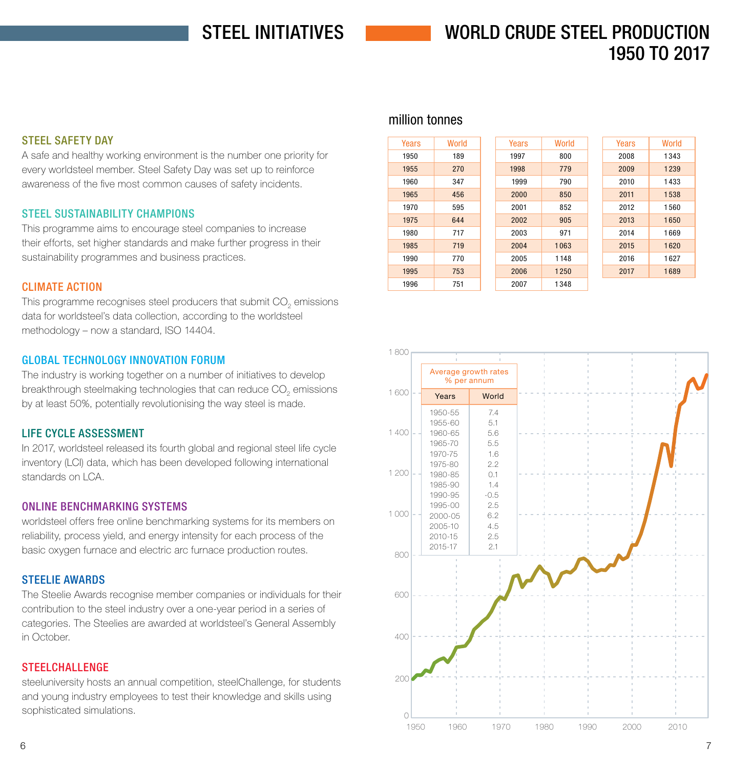# STEEL INITIATIVES

### STEEL SAFETY DAY

A safe and healthy working environment is the number one priority for every worldsteel member. Steel Safety Day was set up to reinforce awareness of the five most common causes of safety incidents.

### STEEL SUSTAINABILITY CHAMPIONS

This programme aims to encourage steel companies to increase their efforts, set higher standards and make further progress in their sustainability programmes and business practices.

### CLIMATE ACTION

This programme recognises steel producers that submit $CO_2$ emissions data for worldsteel's data collection, according to the worldsteel methodology – now a standard, ISO 14404.

### GLOBAL TECHNOLOGY INNOVATION FORUM

The industry is working together on a number of initiatives to develop breakthrough steelmaking technologies that can reduce $CO_2$ emissions by at least 50%, potentially revolutionising the way steel is made.

### LIFE CYCLE ASSESSMENT

In 2017, worldsteel released its fourth global and regional steel life cycle inventory (LCI) data, which has been developed following international standards on LCA.

### ONLINE BENCHMARKING SYSTEMS

worldsteel offers free online benchmarking systems for its members on reliability, process yield, and energy intensity for each process of the basic oxygen furnace and electric arc furnace production routes.

### STEELIE AWARDS

The Steelie Awards recognise member companies or individuals for their contribution to the steel industry over a one-year period in a series of categories. The Steelies are awarded at worldsteel's General Assembly in October.

### STEELCHALLENGE

steeluniversity hosts an annual competition, steelChallenge, for students and young industry employees to test their knowledge and skills using sophisticated simulations.

# WORLD CRUDE STEEL PRODUCTION 1950 TO 2017

million tonnes

| Years | World |
|---|---|
| 1950 | 189 |
| 1955 | 270 |
| 1960 | 347 |
| 1965 | 456 |
| 1970 | 595 |
| 1975 | 644 |
| 1980 | 717 |
| 1985 | 719 |
| 1990 | 770 |
| 1995 | 753 |
| 1996 | 751 |
| 1997 | 800 |
| 1998 | 779 |
| 1999 | 790 |
| 2000 | 850 |
| 2001 | 852 |
| 2002 | 905 |
| 2003 | 971 |
| 2004 | 1 063 |
| 2005 | 1 148 |
| 2006 | 1 250 |
| 2007 | 1 348 |
| 2008 | 1 343 |
| 2009 | 1 239 |
| 2010 | 1 433 |
| 2011 | 1 538 |
| 2012 | 1 560 |
| 2013 | 1 650 |
| 2014 | 1 669 |
| 2015 | 1 620 |
| 2016 | 1 627 |
| 2017 | 1 689 |

Average growth rates % per annum

| Years | World |
|---|---|
| 1950-55 | 7.4 |
| 1955-60 | 5.1 |
| 1960-65 | 5.6 |
| 1965-70 | 5.5 |
| 1970-75 | 1.6 |
| 1975-80 | 2.2 |
| 1980-85 | 0.1 |
| 1985-90 | 1.4 |
| 1990-95 | -0.5 |
| 1995-00 | 2.5 |
| 2000-05 | 6.2 |
| 2005-10 | 4.5 |
| 2010-15 | 2.5 |
| 2015-17 | 2.1 |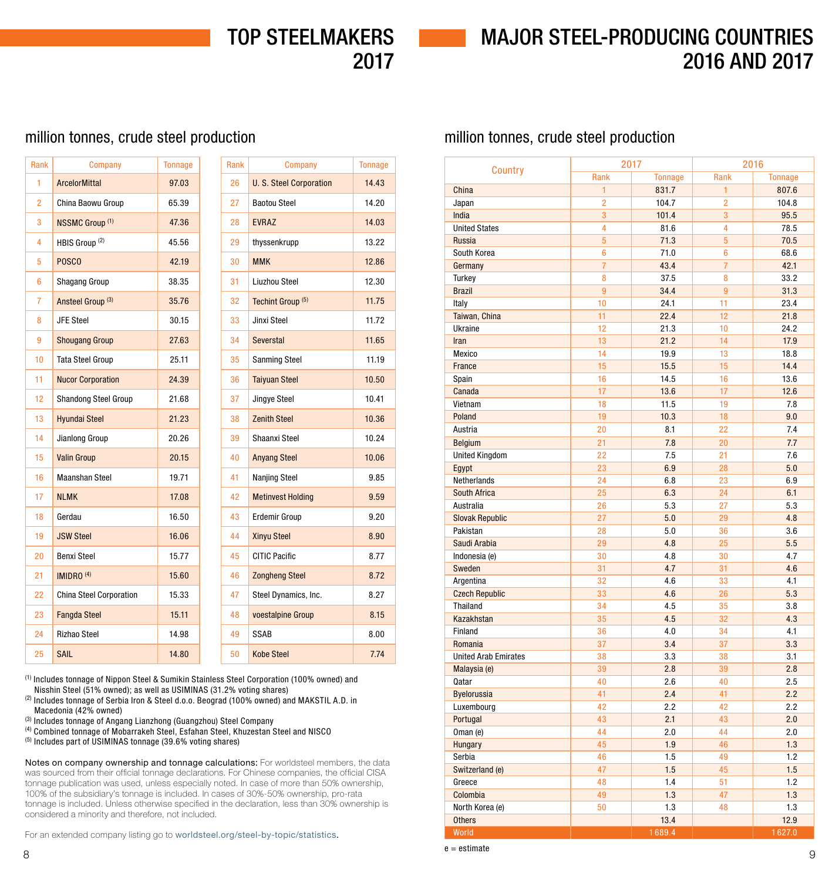# TOP STEELMAKERS 2017

million tonnes, crude steel production

| Rank | Company | Tonnage |
|---|---|---|
| 1 | ArcelorMittal | 97.03 |
| 2 | China Baowu Group | 65.39 |
| 3 | NSSMC Group [1] | 47.36 |
| 4 | HBIS Group [2] | 45.56 |
| 5 | POSCO | 42.19 |
| 6 | Shagang Group | 38.35 |
| 7 | Ansteel Group [3] | 35.76 |
| 8 | JFE Steel | 30.15 |
| 9 | Shougang Group | 27.63 |
| 10 | Tata Steel Group | 25.11 |
| 11 | Nucor Corporation | 24.39 |
| 12 | Shandong Steel Group | 21.68 |
| 13 | Hyundai Steel | 21.23 |
| 14 | Jianlong Group | 20.26 |
| 15 | Valin Group | 20.15 |
| 16 | Maanshan Steel | 19.71 |
| 17 | NLMK | 17.08 |
| 18 | Gerdau | 16.50 |
| 19 | JSW Steel | 16.06 |
| 20 | Benxi Steel | 15.77 |
| 21 | IMIDRO [4] | 15.60 |
| 22 | China Steel Corporation | 15.33 |
| 23 | Fangda Steel | 15.11 |
| 24 | Rizhao Steel | 14.98 |
| 25 | SAIL | 14.80 |
| 26 | U. S. Steel Corporation | 14.43 |
| 27 | Baotou Steel | 14.20 |
| 28 | EVRAZ | 14.03 |
| 29 | thyssenkrupp | 13.22 |
| 30 | MMK | 12.86 |
| 31 | Liuzhou Steel | 12.30 |
| 32 | Techint Group [5] | 11.75 |
| 33 | Jinxi Steel | 11.72 |
| 34 | Severstal | 11.65 |
| 35 | Sanming Steel | 11.19 |
| 36 | Taiyuan Steel | 10.50 |
| 37 | Jingye Steel | 10.41 |
| 38 | Zenith Steel | 10.36 |
| 39 | Shaanxi Steel | 10.24 |
| 40 | Anyang Steel | 10.06 |
| 41 | Nanjing Steel | 9.85 |
| 42 | Metinvest Holding | 9.59 |
| 43 | Erdemir Group | 9.20 |
| 44 | Xinyu Steel | 8.90 |
| 45 | CITIC Pacific | 8.77 |
| 46 | Zongheng Steel | 8.72 |
| 47 | Steel Dynamics, Inc. | 8.27 |
| 48 | voestalpine Group | 8.15 |
| 49 | SSAB | 8.00 |
| 50 | Kobe Steel | 7.74 |

[1] Includes tonnage of Nippon Steel & Sumikin Stainless Steel Corporation (100% owned) and Nisshin Steel (51% owned); as well as USIMINAS (31.2% voting shares)
[2] Includes tonnage of Serbia Iron & Steel d.o.o. Beograd (100% owned) and MAKSTIL A.D. in Macedonia (42% owned)
[3] Includes tonnage of Angang Lianzhong (Guangzhou) Steel Company
[4] Combined tonnage of Mobarrakeh Steel, Esfahan Steel, Khuzestan Steel and NISCO
[5] Includes part of USIMINAS tonnage (39.6% voting shares)

Notes on company ownership and tonnage calculations: For worldsteel members, the data was sourced from their official tonnage declarations. For Chinese companies, the official CISA tonnage publication was used, unless especially noted. In case of more than 50% ownership, 100% of the subsidiary's tonnage is included. In cases of 30%-50% ownership, pro-rata tonnage is included. Unless otherwise specified in the declaration, less than 30% ownership is considered a minority and therefore, not included.

For an extended company listing go to worldsteel.org/steel-by-topic/statistics.

# MAJOR STEEL-PRODUCING COUNTRIES 2016 AND 2017

million tonnes, crude steel production

| Country | 2017 | | 2016 | |
|---|---|---|---|---|
| | Rank | Tonnage | Rank | Tonnage |
| China | 1 | 831.7 | 1 | 807.6 |
| Japan | 2 | 104.7 | 2 | 104.8 |
| India | 3 | 101.4 | 3 | 95.5 |
| United States | 4 | 81.6 | 4 | 78.5 |
| Russia | 5 | 71.3 | 5 | 70.5 |
| South Korea | 6 | 71.0 | 6 | 68.6 |
| Germany | 7 | 43.4 | 7 | 42.1 |
| Turkey | 8 | 37.5 | 8 | 33.2 |
| Brazil | 9 | 34.4 | 9 | 31.3 |
| Italy | 10 | 24.1 | 11 | 23.4 |
| Taiwan, China | 11 | 22.4 | 12 | 21.8 |
| Ukraine | 12 | 21.3 | 10 | 24.2 |
| Iran | 13 | 21.2 | 14 | 17.9 |
| Mexico | 14 | 19.9 | 13 | 18.8 |
| France | 15 | 15.5 | 15 | 14.4 |
| Spain | 16 | 14.5 | 16 | 13.6 |
| Canada | 17 | 13.6 | 17 | 12.6 |
| Vietnam | 18 | 11.5 | 19 | 7.8 |
| Poland | 19 | 10.3 | 18 | 9.0 |
| Austria | 20 | 8.1 | 22 | 7.4 |
| Belgium | 21 | 7.8 | 20 | 7.7 |
| United Kingdom | 22 | 7.5 | 21 | 7.6 |
| Egypt | 23 | 6.9 | 28 | 5.0 |
| Netherlands | 24 | 6.8 | 23 | 6.9 |
| South Africa | 25 | 6.3 | 24 | 6.1 |
| Australia | 26 | 5.3 | 27 | 5.3 |
| Slovak Republic | 27 | 5.0 | 29 | 4.8 |
| Pakistan | 28 | 5.0 | 36 | 3.6 |
| Saudi Arabia | 29 | 4.8 | 25 | 5.5 |
| Indonesia (e) | 30 | 4.8 | 30 | 4.7 |
| Sweden | 31 | 4.7 | 31 | 4.6 |
| Argentina | 32 | 4.6 | 33 | 4.1 |
| Czech Republic | 33 | 4.6 | 26 | 5.3 |
| Thailand | 34 | 4.5 | 35 | 3.8 |
| Kazakhstan | 35 | 4.5 | 32 | 4.3 |
| Finland | 36 | 4.0 | 34 | 4.1 |
| Romania | 37 | 3.4 | 37 | 3.3 |
| United Arab Emirates | 38 | 3.3 | 38 | 3.1 |
| Malaysia (e) | 39 | 2.8 | 39 | 2.8 |
| Qatar | 40 | 2.6 | 40 | 2.5 |
| Byelorussia | 41 | 2.4 | 41 | 2.2 |
| Luxembourg | 42 | 2.2 | 42 | 2.2 |
| Portugal | 43 | 2.1 | 43 | 2.0 |
| Oman (e) | 44 | 2.0 | 44 | 2.0 |
| Hungary | 45 | 1.9 | 46 | 1.3 |
| Serbia | 46 | 1.5 | 49 | 1.2 |
| Switzerland (e) | 47 | 1.5 | 45 | 1.5 |
| Greece | 48 | 1.4 | 51 | 1.2 |
| Colombia | 49 | 1.3 | 47 | 1.3 |
| North Korea (e) | 50 | 1.3 | 48 | 1.3 |
| Others | | 13.4 | | 12.9 |
| World | | 1 689.4 | | 1 627.0 |

e = estimate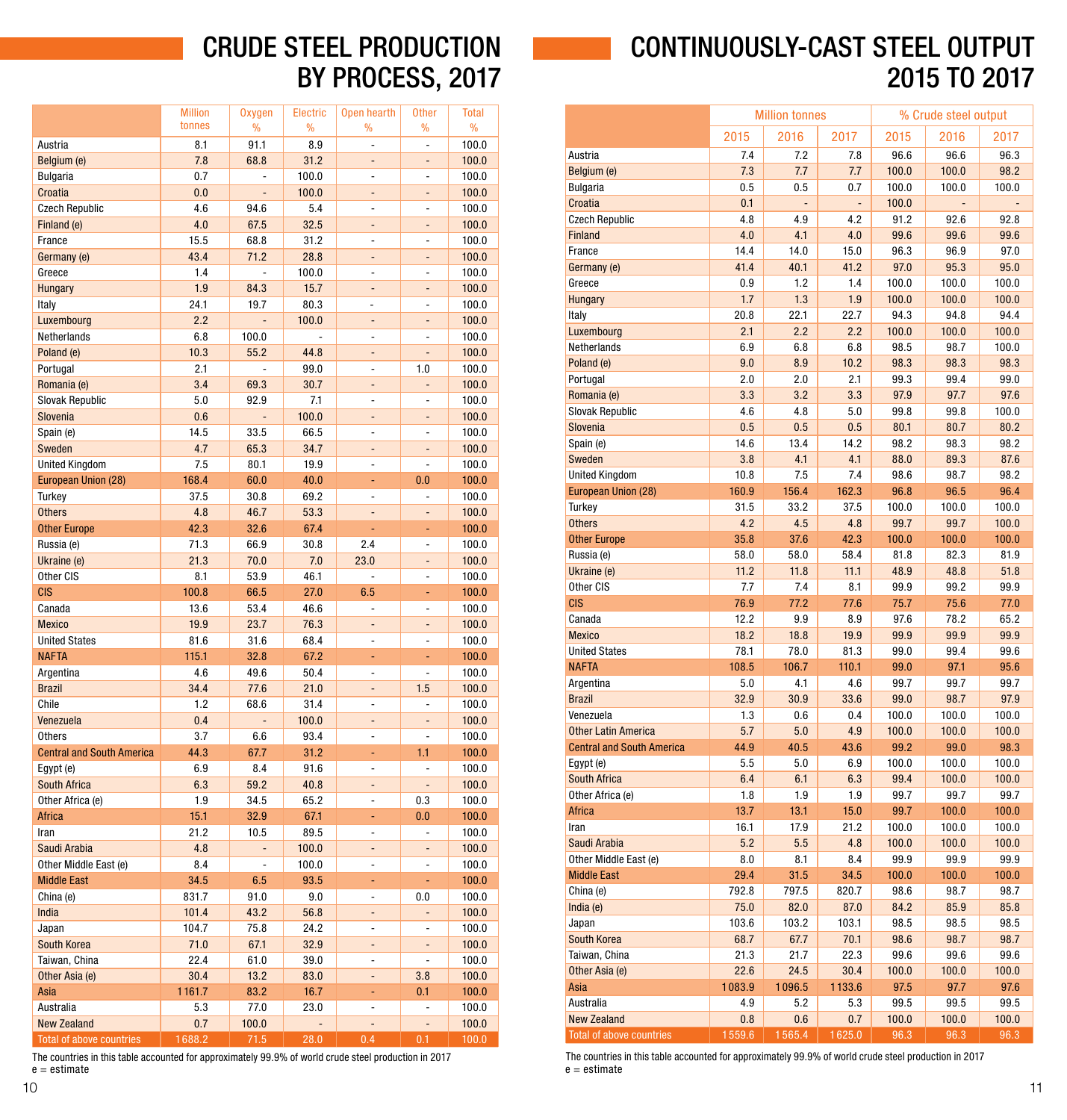# CRUDE STEEL PRODUCTION BY PROCESS, 2017

| | Million tonnes | Oxygen % | Electric % | Open hearth % | Other % | Total % |
|---|---|---|---|---|---|---|
| Austria | 8.1 | 91.1 | 8.9 | - | - | 100.0 |
| Belgium (e) | 7.8 | 68.8 | 31.2 | - | - | 100.0 |
| Bulgaria | 0.7 | - | 100.0 | - | - | 100.0 |
| Croatia | 0.0 | - | 100.0 | - | - | 100.0 |
| Czech Republic | 4.6 | 94.6 | 5.4 | - | - | 100.0 |
| Finland (e) | 4.0 | 67.5 | 32.5 | - | - | 100.0 |
| France | 15.5 | 68.8 | 31.2 | - | - | 100.0 |
| Germany (e) | 43.4 | 71.2 | 28.8 | - | - | 100.0 |
| Greece | 1.4 | - | 100.0 | - | - | 100.0 |
| Hungary | 1.9 | 84.3 | 15.7 | - | - | 100.0 |
| Italy | 24.1 | 19.7 | 80.3 | - | - | 100.0 |
| Luxembourg | 2.2 | - | 100.0 | - | - | 100.0 |
| Netherlands | 6.8 | 100.0 | - | - | - | 100.0 |
| Poland (e) | 10.3 | 55.2 | 44.8 | - | - | 100.0 |
| Portugal | 2.1 | - | 99.0 | - | 1.0 | 100.0 |
| Romania (e) | 3.4 | 69.3 | 30.7 | - | - | 100.0 |
| Slovak Republic | 5.0 | 92.9 | 7.1 | - | - | 100.0 |
| Slovenia | 0.6 | - | 100.0 | - | - | 100.0 |
| Spain (e) | 14.5 | 33.5 | 66.5 | - | - | 100.0 |
| Sweden | 4.7 | 65.3 | 34.7 | - | - | 100.0 |
| United Kingdom | 7.5 | 80.1 | 19.9 | - | - | 100.0 |
| European Union (28) | 168.4 | 60.0 | 40.0 | - | 0.0 | 100.0 |
| Turkey | 37.5 | 30.8 | 69.2 | - | - | 100.0 |
| Others | 4.8 | 46.7 | 53.3 | - | - | 100.0 |
| Other Europe | 42.3 | 32.6 | 67.4 | - | - | 100.0 |
| Russia (e) | 71.3 | 66.9 | 30.8 | 2.4 | - | 100.0 |
| Ukraine (e) | 21.3 | 70.0 | 7.0 | 23.0 | - | 100.0 |
| Other CIS | 8.1 | 53.9 | 46.1 | - | - | 100.0 |
| CIS | 100.8 | 66.5 | 27.0 | 6.5 | - | 100.0 |
| Canada | 13.6 | 53.4 | 46.6 | - | - | 100.0 |
| Mexico | 19.9 | 23.7 | 76.3 | - | - | 100.0 |
| United States | 81.6 | 31.6 | 68.4 | - | - | 100.0 |
| NAFTA | 115.1 | 32.8 | 67.2 | - | - | 100.0 |
| Argentina | 4.6 | 49.6 | 50.4 | - | - | 100.0 |
| Brazil | 34.4 | 77.6 | 21.0 | - | 1.5 | 100.0 |
| Chile | 1.2 | 68.6 | 31.4 | - | - | 100.0 |
| Venezuela | 0.4 | - | 100.0 | - | - | 100.0 |
| Others | 3.7 | 6.6 | 93.4 | - | - | 100.0 |
| Central and South America | 44.3 | 67.7 | 31.2 | - | 1.1 | 100.0 |
| Egypt (e) | 6.9 | 8.4 | 91.6 | - | - | 100.0 |
| South Africa | 6.3 | 59.2 | 40.8 | - | - | 100.0 |
| Other Africa (e) | 1.9 | 34.5 | 65.2 | - | 0.3 | 100.0 |
| Africa | 15.1 | 32.9 | 67.1 | - | 0.0 | 100.0 |
| Iran | 21.2 | 10.5 | 89.5 | - | - | 100.0 |
| Saudi Arabia | 4.8 | - | 100.0 | - | - | 100.0 |
| Other Middle East (e) | 8.4 | - | 100.0 | - | - | 100.0 |
| Middle East | 34.5 | 6.5 | 93.5 | - | - | 100.0 |
| China (e) | 831.7 | 91.0 | 9.0 | - | 0.0 | 100.0 |
| India | 101.4 | 43.2 | 56.8 | - | - | 100.0 |
| Japan | 104.7 | 75.8 | 24.2 | - | - | 100.0 |
| South Korea | 71.0 | 67.1 | 32.9 | - | - | 100.0 |
| Taiwan, China | 22.4 | 61.0 | 39.0 | - | - | 100.0 |
| Other Asia (e) | 30.4 | 13.2 | 83.0 | - | 3.8 | 100.0 |
| Asia | 1 161.7 | 83.2 | 16.7 | - | 0.1 | 100.0 |
| Australia | 5.3 | 77.0 | 23.0 | - | - | 100.0 |
| New Zealand | 0.7 | 100.0 | - | - | - | 100.0 |
| Total of above countries | 1688.2 | 71.5 | 28.0 | 0.4 | 0.1 | 100.0 |

The countries in this table accounted for approximately 99.9% of world crude steel production in 2017
e = estimate

# CONTINUOUSLY-CAST STEEL OUTPUT 2015 TO 2017

| | Million tonnes | | | % Crude steel output | | |
|---|---|---|---|---|---|---|
| | 2015 | 2016 | 2017 | 2015 | 2016 | 2017 |
| Austria | 7.4 | 7.2 | 7.8 | 96.6 | 96.6 | 96.3 |
| Belgium (e) | 7.3 | 7.7 | 7.7 | 100.0 | 100.0 | 98.2 |
| Bulgaria | 0.5 | 0.5 | 0.7 | 100.0 | 100.0 | 100.0 |
| Croatia | 0.1 | - | - | 100.0 | - | - |
| Czech Republic | 4.8 | 4.9 | 4.2 | 91.2 | 92.6 | 92.8 |
| Finland | 4.0 | 4.1 | 4.0 | 99.6 | 99.6 | 99.6 |
| France | 14.4 | 14.0 | 15.0 | 96.3 | 96.9 | 97.0 |
| Germany (e) | 41.4 | 40.1 | 41.2 | 97.0 | 95.3 | 95.0 |
| Greece | 0.9 | 1.2 | 1.4 | 100.0 | 100.0 | 100.0 |
| Hungary | 1.7 | 1.3 | 1.9 | 100.0 | 100.0 | 100.0 |
| Italy | 20.8 | 22.1 | 22.7 | 94.3 | 94.8 | 94.4 |
| Luxembourg | 2.1 | 2.2 | 2.2 | 100.0 | 100.0 | 100.0 |
| Netherlands | 6.9 | 6.8 | 6.8 | 98.5 | 98.7 | 100.0 |
| Poland (e) | 9.0 | 8.9 | 10.2 | 98.3 | 98.3 | 98.3 |
| Portugal | 2.0 | 2.0 | 2.1 | 99.3 | 99.4 | 99.0 |
| Romania (e) | 3.3 | 3.2 | 3.3 | 97.9 | 97.7 | 97.6 |
| Slovak Republic | 4.6 | 4.8 | 5.0 | 99.8 | 99.8 | 100.0 |
| Slovenia | 0.5 | 0.5 | 0.5 | 80.1 | 80.7 | 80.2 |
| Spain (e) | 14.6 | 13.4 | 14.2 | 98.2 | 98.3 | 98.2 |
| Sweden | 3.8 | 4.1 | 4.1 | 88.0 | 89.3 | 87.6 |
| United Kingdom | 10.8 | 7.5 | 7.4 | 98.6 | 98.7 | 98.2 |
| European Union (28) | 160.9 | 156.4 | 162.3 | 96.8 | 96.5 | 96.4 |
| Turkey | 31.5 | 33.2 | 37.5 | 100.0 | 100.0 | 100.0 |
| Others | 4.2 | 4.5 | 4.8 | 99.7 | 99.7 | 100.0 |
| Other Europe | 35.8 | 37.6 | 42.3 | 100.0 | 100.0 | 100.0 |
| Russia (e) | 58.0 | 58.0 | 58.4 | 81.8 | 82.3 | 81.9 |
| Ukraine (e) | 11.2 | 11.8 | 11.1 | 48.9 | 48.8 | 51.8 |
| Other CIS | 7.7 | 7.4 | 8.1 | 99.9 | 99.2 | 99.9 |
| CIS | 76.9 | 77.2 | 77.6 | 75.7 | 75.6 | 77.0 |
| Canada | 12.2 | 9.9 | 8.9 | 97.6 | 78.2 | 65.2 |
| Mexico | 18.2 | 18.8 | 19.9 | 99.9 | 99.9 | 99.9 |
| United States | 78.1 | 78.0 | 81.3 | 99.0 | 99.4 | 99.6 |
| NAFTA | 108.5 | 106.7 | 110.1 | 99.0 | 97.1 | 95.6 |
| Argentina | 5.0 | 4.1 | 4.6 | 99.7 | 99.7 | 99.7 |
| Brazil | 32.9 | 30.9 | 33.6 | 99.0 | 98.7 | 97.9 |
| Venezuela | 1.3 | 0.6 | 0.4 | 100.0 | 100.0 | 100.0 |
| Other Latin America | 5.7 | 5.0 | 4.9 | 100.0 | 100.0 | 100.0 |
| Central and South America | 44.9 | 40.5 | 43.6 | 99.2 | 99.0 | 98.3 |
| Egypt (e) | 5.5 | 5.0 | 6.9 | 100.0 | 100.0 | 100.0 |
| South Africa | 6.4 | 6.1 | 6.3 | 99.4 | 100.0 | 100.0 |
| Other Africa (e) | 1.8 | 1.9 | 1.9 | 99.7 | 99.7 | 99.7 |
| Africa | 13.7 | 13.1 | 15.0 | 99.7 | 100.0 | 100.0 |
| Iran | 16.1 | 17.9 | 21.2 | 100.0 | 100.0 | 100.0 |
| Saudi Arabia | 5.2 | 5.5 | 4.8 | 100.0 | 100.0 | 100.0 |
| Other Middle East (e) | 8.0 | 8.1 | 8.4 | 99.9 | 99.9 | 99.9 |
| Middle East | 29.4 | 31.5 | 34.5 | 100.0 | 100.0 | 100.0 |
| China (e) | 792.8 | 797.5 | 820.7 | 98.6 | 98.7 | 98.7 |
| India (e) | 75.0 | 82.0 | 87.0 | 84.2 | 85.9 | 85.8 |
| Japan | 103.6 | 103.2 | 103.1 | 98.5 | 98.5 | 98.5 |
| South Korea | 68.7 | 67.7 | 70.1 | 98.6 | 98.7 | 98.7 |
| Taiwan, China | 21.3 | 21.7 | 22.3 | 99.6 | 99.6 | 99.6 |
| Other Asia (e) | 22.6 | 24.5 | 30.4 | 100.0 | 100.0 | 100.0 |
| Asia | 1 083.9 | 1 096.5 | 1 133.6 | 97.5 | 97.7 | 97.6 |
| Australia | 4.9 | 5.2 | 5.3 | 99.5 | 99.5 | 99.5 |
| New Zealand | 0.8 | 0.6 | 0.7 | 100.0 | 100.0 | 100.0 |
| Total of above countries | 1 559.6 | 1 565.4 | 1 625.0 | 96.3 | 96.3 | 96.3 |

The countries in this table accounted for approximately 99.9% of world crude steel production in 2017
e = estimate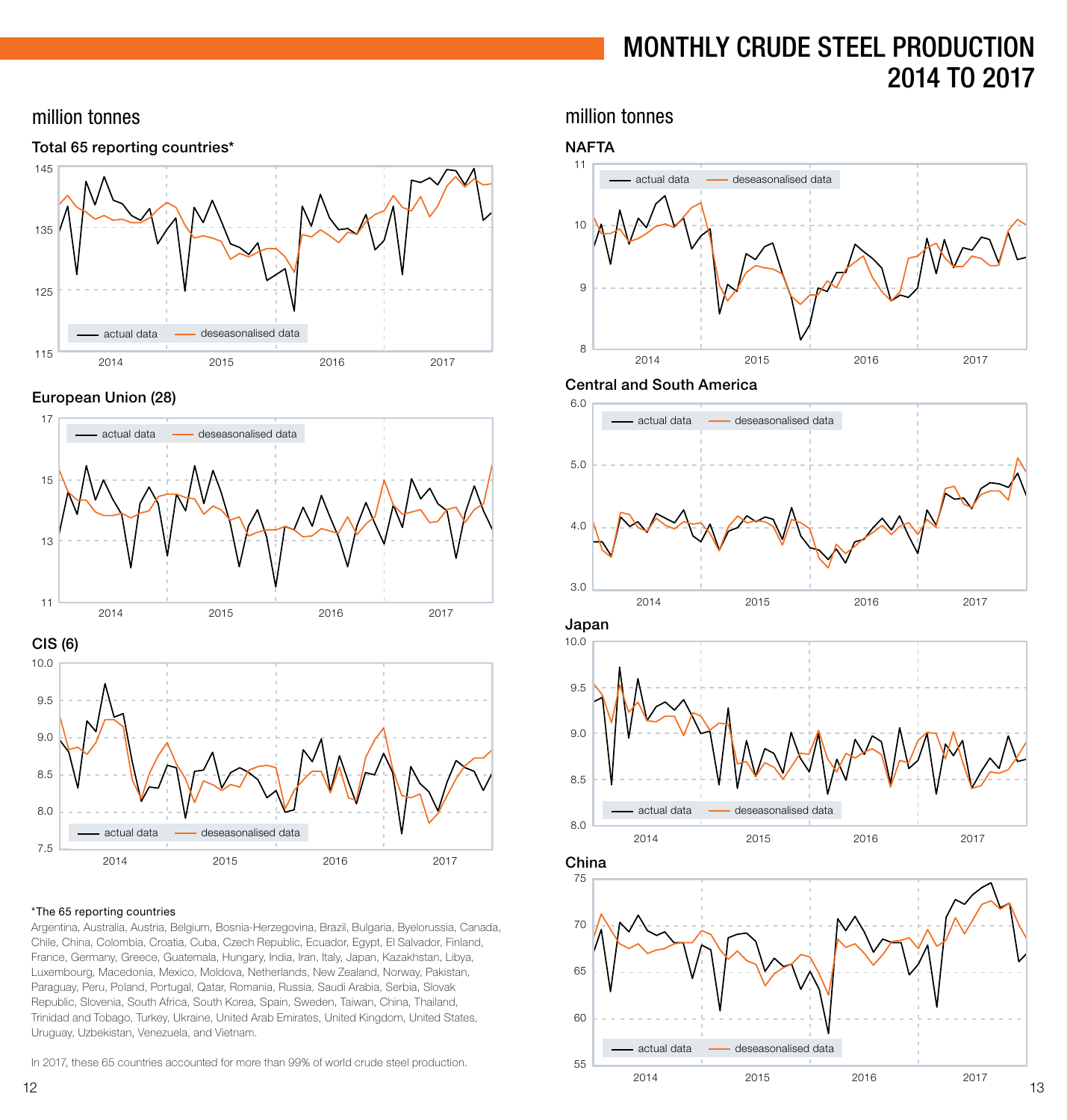# MONTHLY CRUDE STEEL PRODUCTION 2014 TO 2017

million tonnes

**Total 65 reporting countries***

**European Union (28)**

**CIS (6)**

million tonnes

**NAFTA**

**Central and South America**

**Japan**

**China**

*The 65 reporting countries

Argentina, Australia, Austria, Belgium, Bosnia-Herzegovina, Brazil, Bulgaria, Byelorussia, Canada, Chile, China, Colombia, Croatia, Cuba, Czech Republic, Ecuador, Egypt, El Salvador, Finland, France, Germany, Greece, Guatemala, Hungary, India, Iran, Italy, Japan, Kazakhstan, Libya, Luxembourg, Macedonia, Mexico, Moldova, Netherlands, New Zealand, Norway, Pakistan, Paraguay, Peru, Poland, Portugal, Qatar, Romania, Russia, Saudi Arabia, Serbia, Slovak Republic, Slovenia, South Africa, South Korea, Spain, Sweden, Taiwan, China, Thailand, Trinidad and Tobago, Turkey, Ukraine, United Arab Emirates, United Kingdom, United States, Uruguay, Uzbekistan, Venezuela, and Vietnam.

In 2017, these 65 countries accounted for more than 99% of world crude steel production.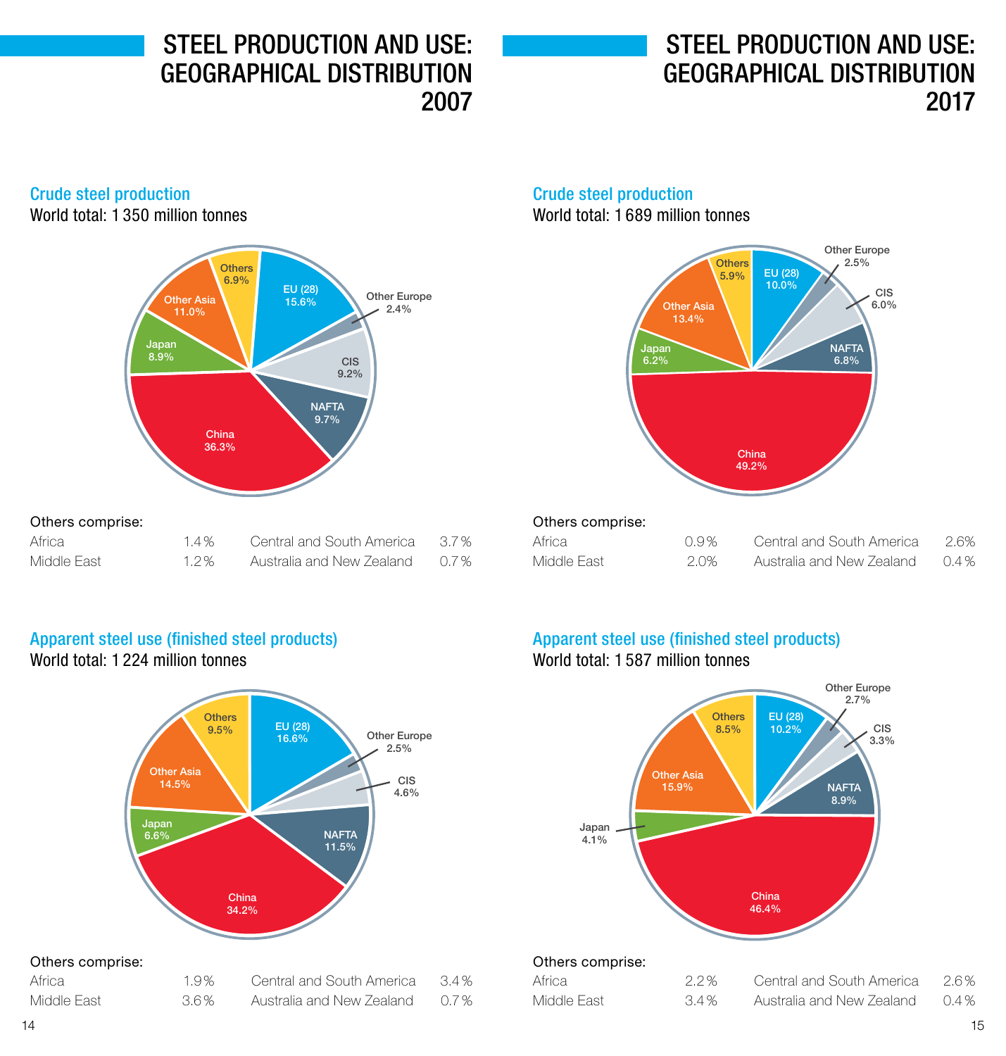# STEEL PRODUCTION AND USE: GEOGRAPHICAL DISTRIBUTION 2007

## Crude steel production

World total: 1 350 million tonnes

| Region | Share |
|---|---|
| China | 36.3% |
| EU (28) | 15.6% |
| Other Asia | 11.0% |
| NAFTA | 9.7% |
| CIS | 9.2% |
| Japan | 8.9% |
| Others | 6.9% |
| Other Europe | 2.4% |

Others comprise:

| | | | |
|---|---|---|---|
| Africa | 1.4% | Central and South America | 3.7% |
| Middle East | 1.2% | Australia and New Zealand | 0.7% |

## Apparent steel use (finished steel products)

World total: 1 224 million tonnes

| Region | Share |
|---|---|
| China | 34.2% |
| EU (28) | 16.6% |
| Other Asia | 14.5% |
| NAFTA | 11.5% |
| Others | 9.5% |
| Japan | 6.6% |
| CIS | 4.6% |
| Other Europe | 2.5% |

Others comprise:

| | | | |
|---|---|---|---|
| Africa | 1.9% | Central and South America | 3.4% |
| Middle East | 3.6% | Australia and New Zealand | 0.7% |

# STEEL PRODUCTION AND USE: GEOGRAPHICAL DISTRIBUTION 2017

## Crude steel production

World total: 1 689 million tonnes

| Region | Share |
|---|---|
| China | 49.2% |
| Other Asia | 13.4% |
| EU (28) | 10.0% |
| NAFTA | 6.8% |
| Japan | 6.2% |
| CIS | 6.0% |
| Others | 5.9% |
| Other Europe | 2.5% |

Others comprise:

| | | | |
|---|---|---|---|
| Africa | 0.9% | Central and South America | 2.6% |
| Middle East | 2.0% | Australia and New Zealand | 0.4% |

## Apparent steel use (finished steel products)

World total: 1 587 million tonnes

| Region | Share |
|---|---|
| China | 46.4% |
| Other Asia | 15.9% |
| EU (28) | 10.2% |
| NAFTA | 8.9% |
| Others | 8.5% |
| Japan | 4.1% |
| CIS | 3.3% |
| Other Europe | 2.7% |

Others comprise:

| | | | |
|---|---|---|---|
| Africa | 2.2% | Central and South America | 2.6% |
| Middle East | 3.4% | Australia and New Zealand | 0.4% |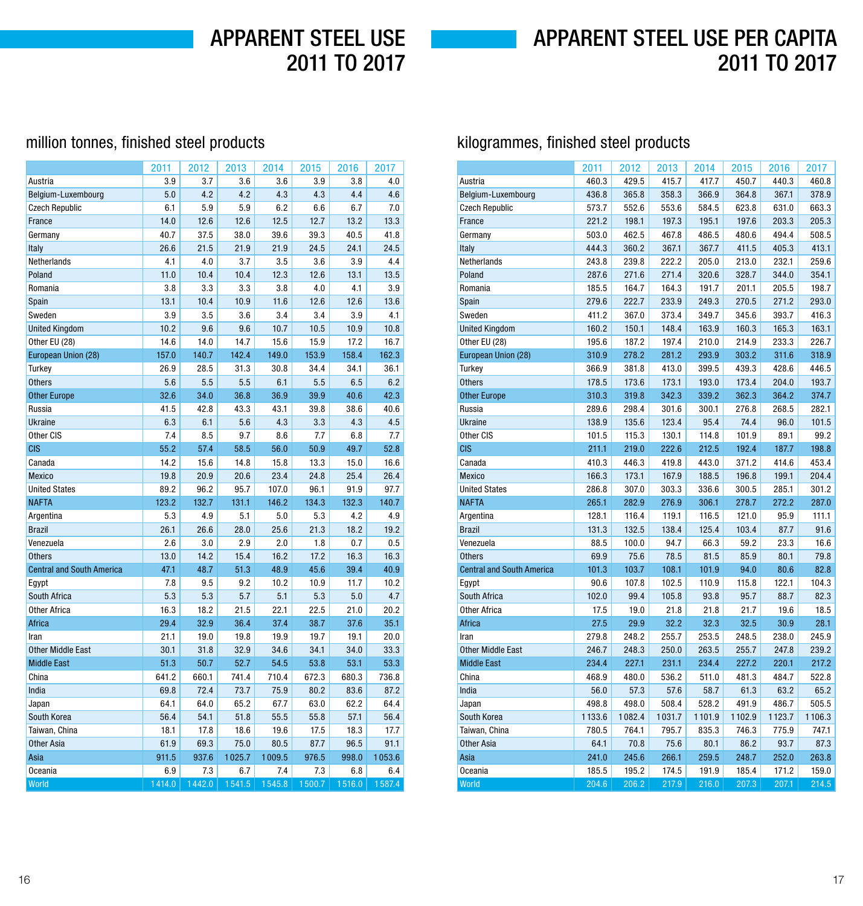# APPARENT STEEL USE 2011 TO 2017

million tonnes, finished steel products

| | 2011 | 2012 | 2013 | 2014 | 2015 | 2016 | 2017 |
|---|---|---|---|---|---|---|---|
| Austria | 3.9 | 3.7 | 3.6 | 3.6 | 3.9 | 3.8 | 4.0 |
| Belgium-Luxembourg | 5.0 | 4.2 | 4.2 | 4.3 | 4.3 | 4.4 | 4.6 |
| Czech Republic | 6.1 | 5.9 | 5.9 | 6.2 | 6.6 | 6.7 | 7.0 |
| France | 14.0 | 12.6 | 12.6 | 12.5 | 12.7 | 13.2 | 13.3 |
| Germany | 40.7 | 37.5 | 38.0 | 39.6 | 39.3 | 40.5 | 41.8 |
| Italy | 26.6 | 21.5 | 21.9 | 21.9 | 24.5 | 24.1 | 24.5 |
| Netherlands | 4.1 | 4.0 | 3.7 | 3.5 | 3.6 | 3.9 | 4.4 |
| Poland | 11.0 | 10.4 | 10.4 | 12.3 | 12.6 | 13.1 | 13.5 |
| Romania | 3.8 | 3.3 | 3.3 | 3.8 | 4.0 | 4.1 | 3.9 |
| Spain | 13.1 | 10.4 | 10.9 | 11.6 | 12.6 | 12.6 | 13.6 |
| Sweden | 3.9 | 3.5 | 3.6 | 3.4 | 3.4 | 3.9 | 4.1 |
| United Kingdom | 10.2 | 9.6 | 9.6 | 10.7 | 10.5 | 10.9 | 10.8 |
| Other EU (28) | 14.6 | 14.0 | 14.7 | 15.6 | 15.9 | 17.2 | 16.7 |
| European Union (28) | 157.0 | 140.7 | 142.4 | 149.0 | 153.9 | 158.4 | 162.3 |
| Turkey | 26.9 | 28.5 | 31.3 | 30.8 | 34.4 | 34.1 | 36.1 |
| Others | 5.6 | 5.5 | 5.5 | 6.1 | 5.5 | 6.5 | 6.2 |
| Other Europe | 32.6 | 34.0 | 36.8 | 36.9 | 39.9 | 40.6 | 42.3 |
| Russia | 41.5 | 42.8 | 43.3 | 43.1 | 39.8 | 38.6 | 40.6 |
| Ukraine | 6.3 | 6.1 | 5.6 | 4.3 | 3.3 | 4.3 | 4.5 |
| Other CIS | 7.4 | 8.5 | 9.7 | 8.6 | 7.7 | 6.8 | 7.7 |
| CIS | 55.2 | 57.4 | 58.5 | 56.0 | 50.9 | 49.7 | 52.8 |
| Canada | 14.2 | 15.6 | 14.8 | 15.8 | 13.3 | 15.0 | 16.6 |
| Mexico | 19.8 | 20.9 | 20.6 | 23.4 | 24.8 | 25.4 | 26.4 |
| United States | 89.2 | 96.2 | 95.7 | 107.0 | 96.1 | 91.9 | 97.7 |
| NAFTA | 123.2 | 132.7 | 131.1 | 146.2 | 134.3 | 132.3 | 140.7 |
| Argentina | 5.3 | 4.9 | 5.1 | 5.0 | 5.3 | 4.2 | 4.9 |
| Brazil | 26.1 | 26.6 | 28.0 | 25.6 | 21.3 | 18.2 | 19.2 |
| Venezuela | 2.6 | 3.0 | 2.9 | 2.0 | 1.8 | 0.7 | 0.5 |
| Others | 13.0 | 14.2 | 15.4 | 16.2 | 17.2 | 16.3 | 16.3 |
| Central and South America | 47.1 | 48.7 | 51.3 | 48.9 | 45.6 | 39.4 | 40.9 |
| Egypt | 7.8 | 9.5 | 9.2 | 10.2 | 10.9 | 11.7 | 10.2 |
| South Africa | 5.3 | 5.3 | 5.7 | 5.1 | 5.3 | 5.0 | 4.7 |
| Other Africa | 16.3 | 18.2 | 21.5 | 22.1 | 22.5 | 21.0 | 20.2 |
| Africa | 29.4 | 32.9 | 36.4 | 37.4 | 38.7 | 37.6 | 35.1 |
| Iran | 21.1 | 19.0 | 19.8 | 19.9 | 19.7 | 19.1 | 20.0 |
| Other Middle East | 30.1 | 31.8 | 32.9 | 34.6 | 34.1 | 34.0 | 33.3 |
| Middle East | 51.3 | 50.7 | 52.7 | 54.5 | 53.8 | 53.1 | 53.3 |
| China | 641.2 | 660.1 | 741.4 | 710.4 | 672.3 | 680.3 | 736.8 |
| India | 69.8 | 72.4 | 73.7 | 75.9 | 80.2 | 83.6 | 87.2 |
| Japan | 64.1 | 64.0 | 65.2 | 67.7 | 63.0 | 62.2 | 64.4 |
| South Korea | 56.4 | 54.1 | 51.8 | 55.5 | 55.8 | 57.1 | 56.4 |
| Taiwan, China | 18.1 | 17.8 | 18.6 | 19.6 | 17.5 | 18.3 | 17.7 |
| Other Asia | 61.9 | 69.3 | 75.0 | 80.5 | 87.7 | 96.5 | 91.1 |
| Asia | 911.5 | 937.6 | 1 025.7 | 1 009.5 | 976.5 | 998.0 | 1 053.6 |
| Oceania | 6.9 | 7.3 | 6.7 | 7.4 | 7.3 | 6.8 | 6.4 |
| World | 1 414.0 | 1 442.0 | 1 541.5 | 1 545.8 | 1 500.7 | 1 516.0 | 1 587.4 |

# APPARENT STEEL USE PER CAPITA 2011 TO 2017

kilogrammes, finished steel products

| | 2011 | 2012 | 2013 | 2014 | 2015 | 2016 | 2017 |
|---|---|---|---|---|---|---|---|
| Austria | 460.3 | 429.5 | 415.7 | 417.7 | 450.7 | 440.3 | 460.8 |
| Belgium-Luxembourg | 436.8 | 365.8 | 358.3 | 366.9 | 364.8 | 367.1 | 378.9 |
| Czech Republic | 573.7 | 552.6 | 553.6 | 584.5 | 623.8 | 631.0 | 663.3 |
| France | 221.2 | 198.1 | 197.3 | 195.1 | 197.6 | 203.3 | 205.3 |
| Germany | 503.0 | 462.5 | 467.8 | 486.5 | 480.6 | 494.4 | 508.5 |
| Italy | 444.3 | 360.2 | 367.1 | 367.7 | 411.5 | 405.3 | 413.1 |
| Netherlands | 243.8 | 239.8 | 222.2 | 205.0 | 213.0 | 232.1 | 259.6 |
| Poland | 287.6 | 271.6 | 271.4 | 320.6 | 328.7 | 344.0 | 354.1 |
| Romania | 185.5 | 164.7 | 164.3 | 191.7 | 201.1 | 205.5 | 198.7 |
| Spain | 279.6 | 222.7 | 233.9 | 249.3 | 270.5 | 271.2 | 293.0 |
| Sweden | 411.2 | 367.0 | 373.4 | 349.7 | 345.6 | 393.7 | 416.3 |
| United Kingdom | 160.2 | 150.1 | 148.4 | 163.9 | 160.3 | 165.3 | 163.1 |
| Other EU (28) | 195.6 | 187.2 | 197.4 | 210.0 | 214.9 | 233.3 | 226.7 |
| European Union (28) | 310.9 | 278.2 | 281.2 | 293.9 | 303.2 | 311.6 | 318.9 |
| Turkey | 366.9 | 381.8 | 413.0 | 399.5 | 439.3 | 428.6 | 446.5 |
| Others | 178.5 | 173.6 | 173.1 | 193.0 | 173.4 | 204.0 | 193.7 |
| Other Europe | 310.3 | 319.8 | 342.3 | 339.2 | 362.3 | 364.2 | 374.7 |
| Russia | 289.6 | 298.4 | 301.6 | 300.1 | 276.8 | 268.5 | 282.1 |
| Ukraine | 138.9 | 135.6 | 123.4 | 95.4 | 74.4 | 96.0 | 101.5 |
| Other CIS | 101.5 | 115.3 | 130.1 | 114.8 | 101.9 | 89.1 | 99.2 |
| CIS | 211.1 | 219.0 | 222.6 | 212.5 | 192.4 | 187.7 | 198.8 |
| Canada | 410.3 | 446.3 | 419.8 | 443.0 | 371.2 | 414.6 | 453.4 |
| Mexico | 166.3 | 173.1 | 167.9 | 188.5 | 196.8 | 199.1 | 204.4 |
| United States | 286.8 | 307.0 | 303.3 | 336.6 | 300.5 | 285.1 | 301.2 |
| NAFTA | 265.1 | 282.9 | 276.9 | 306.1 | 278.7 | 272.2 | 287.0 |
| Argentina | 128.1 | 116.4 | 119.1 | 116.5 | 121.0 | 95.9 | 111.1 |
| Brazil | 131.3 | 132.5 | 138.4 | 125.4 | 103.4 | 87.7 | 91.6 |
| Venezuela | 88.5 | 100.0 | 94.7 | 66.3 | 59.2 | 23.3 | 16.6 |
| Others | 69.9 | 75.6 | 78.5 | 81.5 | 85.9 | 80.1 | 79.8 |
| Central and South America | 101.3 | 103.7 | 108.1 | 101.9 | 94.0 | 80.6 | 82.8 |
| Egypt | 90.6 | 107.8 | 102.5 | 110.9 | 115.8 | 122.1 | 104.3 |
| South Africa | 102.0 | 99.4 | 105.8 | 93.8 | 95.7 | 88.7 | 82.3 |
| Other Africa | 17.5 | 19.0 | 21.8 | 21.8 | 21.7 | 19.6 | 18.5 |
| Africa | 27.5 | 29.9 | 32.2 | 32.3 | 32.5 | 30.9 | 28.1 |
| Iran | 279.8 | 248.2 | 255.7 | 253.5 | 248.5 | 238.0 | 245.9 |
| Other Middle East | 246.7 | 248.3 | 250.0 | 263.5 | 255.7 | 247.8 | 239.2 |
| Middle East | 234.4 | 227.1 | 231.1 | 234.4 | 227.2 | 220.1 | 217.2 |
| China | 468.9 | 480.0 | 536.2 | 511.0 | 481.3 | 484.7 | 522.8 |
| India | 56.0 | 57.3 | 57.6 | 58.7 | 61.3 | 63.2 | 65.2 |
| Japan | 498.8 | 498.0 | 508.4 | 528.2 | 491.9 | 486.7 | 505.5 |
| South Korea | 1 133.6 | 1 082.4 | 1 031.7 | 1 101.9 | 1 102.9 | 1 123.7 | 1 106.3 |
| Taiwan, China | 780.5 | 764.1 | 795.7 | 835.3 | 746.3 | 775.9 | 747.1 |
| Other Asia | 64.1 | 70.8 | 75.6 | 80.1 | 86.2 | 93.7 | 87.3 |
| Asia | 241.0 | 245.6 | 266.1 | 259.5 | 248.7 | 252.0 | 263.8 |
| Oceania | 185.5 | 195.2 | 174.5 | 191.9 | 185.4 | 171.2 | 159.0 |
| World | 204.6 | 206.2 | 217.9 | 216.0 | 207.3 | 207.1 | 214.5 |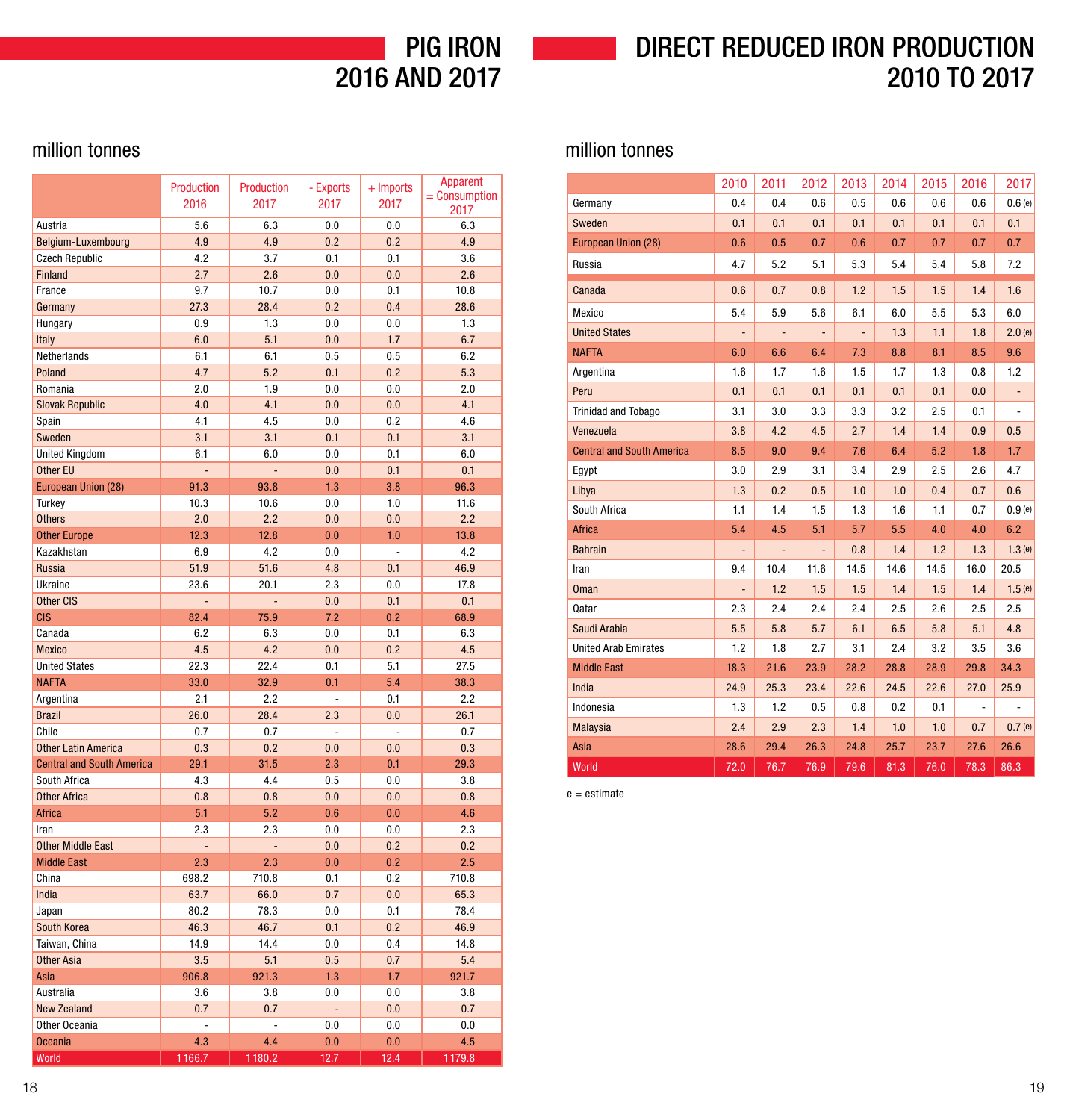# PIG IRON 2016 AND 2017

million tonnes

| | Production 2016 | Production 2017 | - Exports 2017 | + Imports 2017 | Apparent = Consumption 2017 |
|---|---|---|---|---|---|
| Austria | 5.6 | 6.3 | 0.0 | 0.0 | 6.3 |
| Belgium-Luxembourg | 4.9 | 4.9 | 0.2 | 0.2 | 4.9 |
| Czech Republic | 4.2 | 3.7 | 0.1 | 0.1 | 3.6 |
| Finland | 2.7 | 2.6 | 0.0 | 0.0 | 2.6 |
| France | 9.7 | 10.7 | 0.0 | 0.1 | 10.8 |
| Germany | 27.3 | 28.4 | 0.2 | 0.4 | 28.6 |
| Hungary | 0.9 | 1.3 | 0.0 | 0.0 | 1.3 |
| Italy | 6.0 | 5.1 | 0.0 | 1.7 | 6.7 |
| Netherlands | 6.1 | 6.1 | 0.5 | 0.5 | 6.2 |
| Poland | 4.7 | 5.2 | 0.1 | 0.2 | 5.3 |
| Romania | 2.0 | 1.9 | 0.0 | 0.0 | 2.0 |
| Slovak Republic | 4.0 | 4.1 | 0.0 | 0.0 | 4.1 |
| Spain | 4.1 | 4.5 | 0.0 | 0.2 | 4.6 |
| Sweden | 3.1 | 3.1 | 0.1 | 0.1 | 3.1 |
| United Kingdom | 6.1 | 6.0 | 0.0 | 0.1 | 6.0 |
| Other EU | - | - | 0.0 | 0.1 | 0.1 |
| European Union (28) | 91.3 | 93.8 | 1.3 | 3.8 | 96.3 |
| Turkey | 10.3 | 10.6 | 0.0 | 1.0 | 11.6 |
| Others | 2.0 | 2.2 | 0.0 | 0.0 | 2.2 |
| Other Europe | 12.3 | 12.8 | 0.0 | 1.0 | 13.8 |
| Kazakhstan | 6.9 | 4.2 | 0.0 | - | 4.2 |
| Russia | 51.9 | 51.6 | 4.8 | 0.1 | 46.9 |
| Ukraine | 23.6 | 20.1 | 2.3 | 0.0 | 17.8 |
| Other CIS | - | - | 0.0 | 0.1 | 0.1 |
| CIS | 82.4 | 75.9 | 7.2 | 0.2 | 68.9 |
| Canada | 6.2 | 6.3 | 0.0 | 0.1 | 6.3 |
| Mexico | 4.5 | 4.2 | 0.0 | 0.2 | 4.5 |
| United States | 22.3 | 22.4 | 0.1 | 5.1 | 27.5 |
| NAFTA | 33.0 | 32.9 | 0.1 | 5.4 | 38.3 |
| Argentina | 2.1 | 2.2 | - | 0.1 | 2.2 |
| Brazil | 26.0 | 28.4 | 2.3 | 0.0 | 26.1 |
| Chile | 0.7 | 0.7 | - | - | 0.7 |
| Other Latin America | 0.3 | 0.2 | 0.0 | 0.0 | 0.3 |
| Central and South America | 29.1 | 31.5 | 2.3 | 0.1 | 29.3 |
| South Africa | 4.3 | 4.4 | 0.5 | 0.0 | 3.8 |
| Other Africa | 0.8 | 0.8 | 0.0 | 0.0 | 0.8 |
| Africa | 5.1 | 5.2 | 0.6 | 0.0 | 4.6 |
| Iran | 2.3 | 2.3 | 0.0 | 0.0 | 2.3 |
| Other Middle East | - | - | 0.0 | 0.2 | 0.2 |
| Middle East | 2.3 | 2.3 | 0.0 | 0.2 | 2.5 |
| China | 698.2 | 710.8 | 0.1 | 0.2 | 710.8 |
| India | 63.7 | 66.0 | 0.7 | 0.0 | 65.3 |
| Japan | 80.2 | 78.3 | 0.0 | 0.1 | 78.4 |
| South Korea | 46.3 | 46.7 | 0.1 | 0.2 | 46.9 |
| Taiwan, China | 14.9 | 14.4 | 0.0 | 0.4 | 14.8 |
| Other Asia | 3.5 | 5.1 | 0.5 | 0.7 | 5.4 |
| Asia | 906.8 | 921.3 | 1.3 | 1.7 | 921.7 |
| Australia | 3.6 | 3.8 | 0.0 | 0.0 | 3.8 |
| New Zealand | 0.7 | 0.7 | - | 0.0 | 0.7 |
| Other Oceania | - | - | 0.0 | 0.0 | 0.0 |
| Oceania | 4.3 | 4.4 | 0.0 | 0.0 | 4.5 |
| World | 1 166.7 | 1 180.2 | 12.7 | 12.4 | 1 179.8 |

# DIRECT REDUCED IRON PRODUCTION 2010 TO 2017

million tonnes

| | 2010 | 2011 | 2012 | 2013 | 2014 | 2015 | 2016 | 2017 |
|---|---|---|---|---|---|---|---|---|
| Germany | 0.4 | 0.4 | 0.6 | 0.5 | 0.6 | 0.6 | 0.6 | 0.6 (e) |
| Sweden | 0.1 | 0.1 | 0.1 | 0.1 | 0.1 | 0.1 | 0.1 | 0.1 |
| European Union (28) | 0.6 | 0.5 | 0.7 | 0.6 | 0.7 | 0.7 | 0.7 | 0.7 |
| Russia | 4.7 | 5.2 | 5.1 | 5.3 | 5.4 | 5.4 | 5.8 | 7.2 |
| Canada | 0.6 | 0.7 | 0.8 | 1.2 | 1.5 | 1.5 | 1.4 | 1.6 |
| Mexico | 5.4 | 5.9 | 5.6 | 6.1 | 6.0 | 5.5 | 5.3 | 6.0 |
| United States | - | - | - | - | 1.3 | 1.1 | 1.8 | 2.0 (e) |
| NAFTA | 6.0 | 6.6 | 6.4 | 7.3 | 8.8 | 8.1 | 8.5 | 9.6 |
| Argentina | 1.6 | 1.7 | 1.6 | 1.5 | 1.7 | 1.3 | 0.8 | 1.2 |
| Peru | 0.1 | 0.1 | 0.1 | 0.1 | 0.1 | 0.1 | 0.0 | - |
| Trinidad and Tobago | 3.1 | 3.0 | 3.3 | 3.3 | 3.2 | 2.5 | 0.1 | - |
| Venezuela | 3.8 | 4.2 | 4.5 | 2.7 | 1.4 | 1.4 | 0.9 | 0.5 |
| Central and South America | 8.5 | 9.0 | 9.4 | 7.6 | 6.4 | 5.2 | 1.8 | 1.7 |
| Egypt | 3.0 | 2.9 | 3.1 | 3.4 | 2.9 | 2.5 | 2.6 | 4.7 |
| Libya | 1.3 | 0.2 | 0.5 | 1.0 | 1.0 | 0.4 | 0.7 | 0.6 |
| South Africa | 1.1 | 1.4 | 1.5 | 1.3 | 1.6 | 1.1 | 0.7 | 0.9 (e) |
| Africa | 5.4 | 4.5 | 5.1 | 5.7 | 5.5 | 4.0 | 4.0 | 6.2 |
| Bahrain | - | - | - | 0.8 | 1.4 | 1.2 | 1.3 | 1.3 (e) |
| Iran | 9.4 | 10.4 | 11.6 | 14.5 | 14.6 | 14.5 | 16.0 | 20.5 |
| Oman | - | 1.2 | 1.5 | 1.5 | 1.4 | 1.5 | 1.4 | 1.5 (e) |
| Qatar | 2.3 | 2.4 | 2.4 | 2.4 | 2.5 | 2.6 | 2.5 | 2.5 |
| Saudi Arabia | 5.5 | 5.8 | 5.7 | 6.1 | 6.5 | 5.8 | 5.1 | 4.8 |
| United Arab Emirates | 1.2 | 1.8 | 2.7 | 3.1 | 2.4 | 3.2 | 3.5 | 3.6 |
| Middle East | 18.3 | 21.6 | 23.9 | 28.2 | 28.8 | 28.9 | 29.8 | 34.3 |
| India | 24.9 | 25.3 | 23.4 | 22.6 | 24.5 | 22.6 | 27.0 | 25.9 |
| Indonesia | 1.3 | 1.2 | 0.5 | 0.8 | 0.2 | 0.1 | - | - |
| Malaysia | 2.4 | 2.9 | 2.3 | 1.4 | 1.0 | 1.0 | 0.7 | 0.7 (e) |
| Asia | 28.6 | 29.4 | 26.3 | 24.8 | 25.7 | 23.7 | 27.6 | 26.6 |
| World | 72.0 | 76.7 | 76.9 | 79.6 | 81.3 | 76.0 | 78.3 | 86.3 |

e = estimate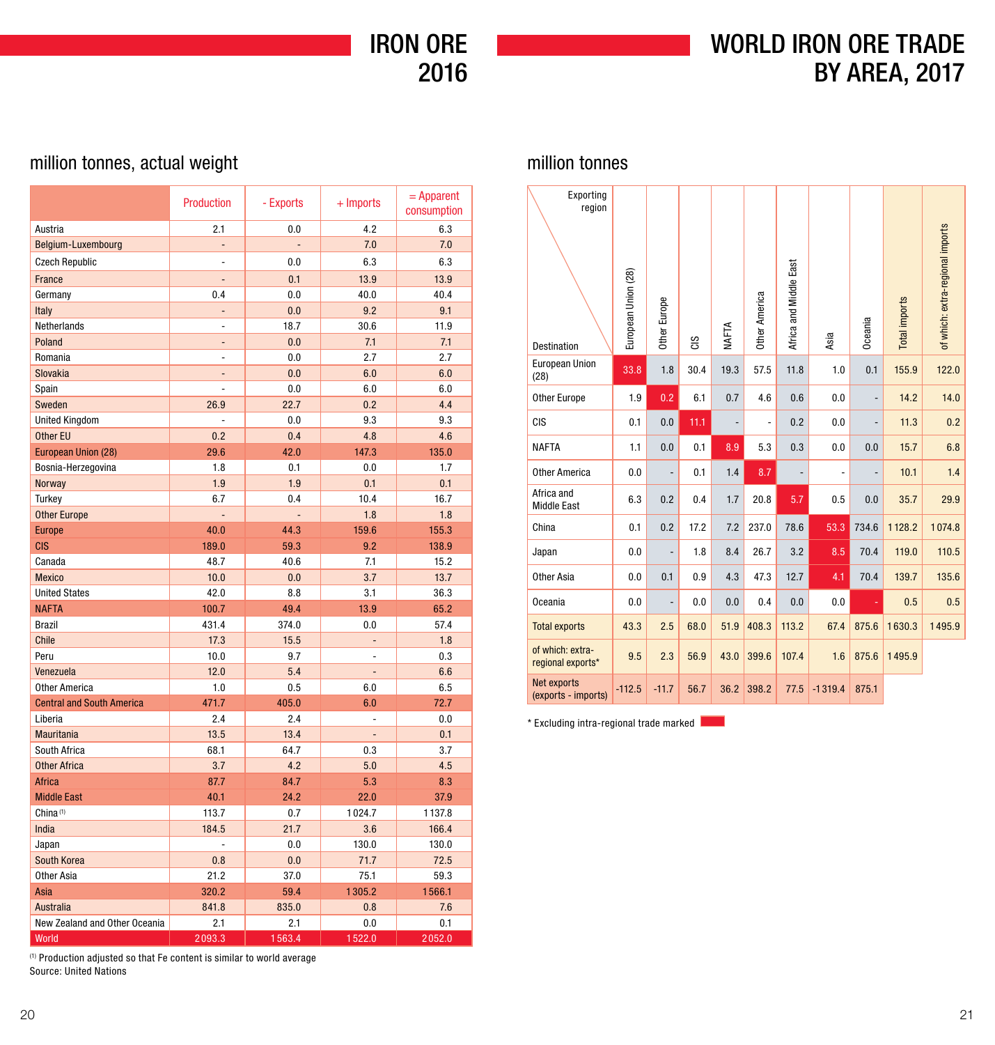# IRON ORE 2016

million tonnes, actual weight

| | Production | - Exports | + Imports | = Apparent consumption |
|---|---|---|---|---|
| Austria | 2.1 | 0.0 | 4.2 | 6.3 |
| Belgium-Luxembourg | - | - | 7.0 | 7.0 |
| Czech Republic | - | 0.0 | 6.3 | 6.3 |
| France | - | 0.1 | 13.9 | 13.9 |
| Germany | 0.4 | 0.0 | 40.0 | 40.4 |
| Italy | - | 0.0 | 9.2 | 9.1 |
| Netherlands | - | 18.7 | 30.6 | 11.9 |
| Poland | - | 0.0 | 7.1 | 7.1 |
| Romania | - | 0.0 | 2.7 | 2.7 |
| Slovakia | - | 0.0 | 6.0 | 6.0 |
| Spain | - | 0.0 | 6.0 | 6.0 |
| Sweden | 26.9 | 22.7 | 0.2 | 4.4 |
| United Kingdom | - | 0.0 | 9.3 | 9.3 |
| Other EU | 0.2 | 0.4 | 4.8 | 4.6 |
| European Union (28) | 29.6 | 42.0 | 147.3 | 135.0 |
| Bosnia-Herzegovina | 1.8 | 0.1 | 0.0 | 1.7 |
| Norway | 1.9 | 1.9 | 0.1 | 0.1 |
| Turkey | 6.7 | 0.4 | 10.4 | 16.7 |
| Other Europe | - | - | 1.8 | 1.8 |
| Europe | 40.0 | 44.3 | 159.6 | 155.3 |
| CIS | 189.0 | 59.3 | 9.2 | 138.9 |
| Canada | 48.7 | 40.6 | 7.1 | 15.2 |
| Mexico | 10.0 | 0.0 | 3.7 | 13.7 |
| United States | 42.0 | 8.8 | 3.1 | 36.3 |
| NAFTA | 100.7 | 49.4 | 13.9 | 65.2 |
| Brazil | 431.4 | 374.0 | 0.0 | 57.4 |
| Chile | 17.3 | 15.5 | - | 1.8 |
| Peru | 10.0 | 9.7 | - | 0.3 |
| Venezuela | 12.0 | 5.4 | - | 6.6 |
| Other America | 1.0 | 0.5 | 6.0 | 6.5 |
| Central and South America | 471.7 | 405.0 | 6.0 | 72.7 |
| Liberia | 2.4 | 2.4 | - | 0.0 |
| Mauritania | 13.5 | 13.4 | - | 0.1 |
| South Africa | 68.1 | 64.7 | 0.3 | 3.7 |
| Other Africa | 3.7 | 4.2 | 5.0 | 4.5 |
| Africa | 87.7 | 84.7 | 5.3 | 8.3 |
| Middle East | 40.1 | 24.2 | 22.0 | 37.9 |
| China [1] | 113.7 | 0.7 | 1 024.7 | 1 137.8 |
| India | 184.5 | 21.7 | 3.6 | 166.4 |
| Japan | - | 0.0 | 130.0 | 130.0 |
| South Korea | 0.8 | 0.0 | 71.7 | 72.5 |
| Other Asia | 21.2 | 37.0 | 75.1 | 59.3 |
| Asia | 320.2 | 59.4 | 1 305.2 | 1 566.1 |
| Australia | 841.8 | 835.0 | 0.8 | 7.6 |
| New Zealand and Other Oceania | 2.1 | 2.1 | 0.0 | 0.1 |
| World | 2 093.3 | 1 563.4 | 1 522.0 | 2 052.0 |

[1] Production adjusted so that Fe content is similar to world average

Source: United Nations

# WORLD IRON ORE TRADE BY AREA, 2017

million tonnes

| Destination \ Exporting region | European Union (28) | Other Europe | CIS | NAFTA | Other America | Africa and Middle East | Asia | Oceania | Total imports | of which: extra-regional imports |
|---|---|---|---|---|---|---|---|---|---|---|
| European Union (28) | 33.8 | 1.8 | 30.4 | 19.3 | 57.5 | 11.8 | 1.0 | 0.1 | 155.9 | 122.0 |
| Other Europe | 1.9 | 0.2 | 6.1 | 0.7 | 4.6 | 0.6 | 0.0 | - | 14.2 | 14.0 |
| CIS | 0.1 | 0.0 | 11.1 | - | - | 0.2 | 0.0 | - | 11.3 | 0.2 |
| NAFTA | 1.1 | 0.0 | 0.1 | 8.9 | 5.3 | 0.3 | 0.0 | 0.0 | 15.7 | 6.8 |
| Other America | 0.0 | - | 0.1 | 1.4 | 8.7 | - | - | - | 10.1 | 1.4 |
| Africa and Middle East | 6.3 | 0.2 | 0.4 | 1.7 | 20.8 | 5.7 | 0.5 | 0.0 | 35.7 | 29.9 |
| China | 0.1 | 0.2 | 17.2 | 7.2 | 237.0 | 78.6 | 53.3 | 734.6 | 1 128.2 | 1 074.8 |
| Japan | 0.0 | - | 1.8 | 8.4 | 26.7 | 3.2 | 8.5 | 70.4 | 119.0 | 110.5 |
| Other Asia | 0.0 | 0.1 | 0.9 | 4.3 | 47.3 | 12.7 | 4.1 | 70.4 | 139.7 | 135.6 |
| Oceania | 0.0 | - | 0.0 | 0.0 | 0.4 | 0.0 | 0.0 | - | 0.5 | 0.5 |
| Total exports | 43.3 | 2.5 | 68.0 | 51.9 | 408.3 | 113.2 | 67.4 | 875.6 | 1 630.3 | 1 495.9 |
| of which: extra-regional exports* | 9.5 | 2.3 | 56.9 | 43.0 | 399.6 | 107.4 | 1.6 | 875.6 | 1 495.9 | |
| Net exports (exports - imports) | -112.5 | -11.7 | 56.7 | 36.2 | 398.2 | 77.5 | -1 319.4 | 875.1 | | |

\* Excluding intra-regional trade marked (red)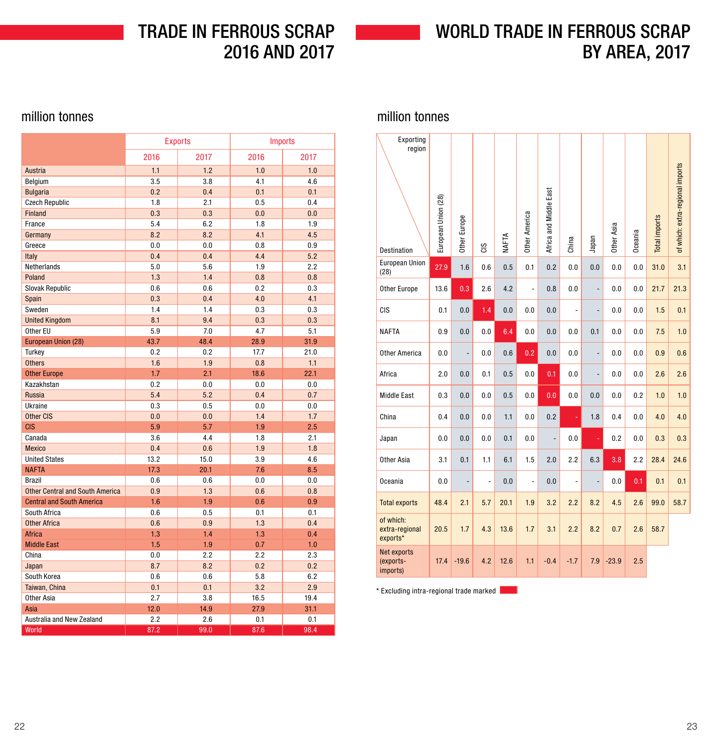# TRADE IN FERROUS SCRAP 2016 AND 2017

million tonnes

| | Exports | | Imports | |
|---|---|---|---|---|
| | 2016 | 2017 | 2016 | 2017 |
| Austria | 1.1 | 1.2 | 1.0 | 1.0 |
| Belgium | 3.5 | 3.8 | 4.1 | 4.6 |
| Bulgaria | 0.2 | 0.4 | 0.1 | 0.1 |
| Czech Republic | 1.8 | 2.1 | 0.5 | 0.4 |
| Finland | 0.3 | 0.3 | 0.0 | 0.0 |
| France | 5.4 | 6.2 | 1.8 | 1.9 |
| Germany | 8.2 | 8.2 | 4.1 | 4.5 |
| Greece | 0.0 | 0.0 | 0.8 | 0.9 |
| Italy | 0.4 | 0.4 | 4.4 | 5.2 |
| Netherlands | 5.0 | 5.6 | 1.9 | 2.2 |
| Poland | 1.3 | 1.4 | 0.8 | 0.8 |
| Slovak Republic | 0.6 | 0.6 | 0.2 | 0.3 |
| Spain | 0.3 | 0.4 | 4.0 | 4.1 |
| Sweden | 1.4 | 1.4 | 0.3 | 0.3 |
| United Kingdom | 8.1 | 9.4 | 0.3 | 0.3 |
| Other EU | 5.9 | 7.0 | 4.7 | 5.1 |
| European Union (28) | 43.7 | 48.4 | 28.9 | 31.9 |
| Turkey | 0.2 | 0.2 | 17.7 | 21.0 |
| Others | 1.6 | 1.9 | 0.8 | 1.1 |
| Other Europe | 1.7 | 2.1 | 18.6 | 22.1 |
| Kazakhstan | 0.2 | 0.0 | 0.0 | 0.0 |
| Russia | 5.4 | 5.2 | 0.4 | 0.7 |
| Ukraine | 0.3 | 0.5 | 0.0 | 0.0 |
| Other CIS | 0.0 | 0.0 | 1.4 | 1.7 |
| CIS | 5.9 | 5.7 | 1.9 | 2.5 |
| Canada | 3.6 | 4.4 | 1.8 | 2.1 |
| Mexico | 0.4 | 0.6 | 1.9 | 1.8 |
| United States | 13.2 | 15.0 | 3.9 | 4.6 |
| NAFTA | 17.3 | 20.1 | 7.6 | 8.5 |
| Brazil | 0.6 | 0.6 | 0.0 | 0.0 |
| Other Central and South America | 0.9 | 1.3 | 0.6 | 0.8 |
| Central and South America | 1.6 | 1.9 | 0.6 | 0.9 |
| South Africa | 0.6 | 0.5 | 0.1 | 0.1 |
| Other Africa | 0.6 | 0.9 | 1.3 | 0.4 |
| Africa | 1.3 | 1.4 | 1.3 | 0.4 |
| Middle East | 1.5 | 1.9 | 0.7 | 1.0 |
| China | 0.0 | 2.2 | 2.2 | 2.3 |
| Japan | 8.7 | 8.2 | 0.2 | 0.2 |
| South Korea | 0.6 | 0.6 | 5.8 | 6.2 |
| Taiwan, China | 0.1 | 0.1 | 3.2 | 2.9 |
| Other Asia | 2.7 | 3.8 | 16.5 | 19.4 |
| Asia | 12.0 | 14.9 | 27.9 | 31.1 |
| Australia and New Zealand | 2.2 | 2.6 | 0.1 | 0.1 |
| World | 87.2 | 99.0 | 87.6 | 98.4 |

# WORLD TRADE IN FERROUS SCRAP BY AREA, 2017

million tonnes

| Destination \ Exporting region | European Union (28) | Other Europe | CIS | NAFTA | Other America | Africa and Middle East | China | Japan | Other Asia | Oceania | Total imports | of which: extra-regional imports |
|---|---|---|---|---|---|---|---|---|---|---|---|---|
| European Union (28) | 27.9 | 1.6 | 0.6 | 0.5 | 0.1 | 0.2 | 0.0 | 0.0 | 0.0 | 0.0 | 31.0 | 3.1 |
| Other Europe | 13.6 | 0.3 | 2.6 | 4.2 | - | 0.8 | 0.0 | - | 0.0 | 0.0 | 21.7 | 21.3 |
| CIS | 0.1 | 0.0 | 1.4 | 0.0 | 0.0 | 0.0 | - | - | 0.0 | 0.0 | 1.5 | 0.1 |
| NAFTA | 0.9 | 0.0 | 0.0 | 6.4 | 0.0 | 0.0 | 0.0 | 0.1 | 0.0 | 0.0 | 7.5 | 1.0 |
| Other America | 0.0 | - | 0.0 | 0.6 | 0.2 | 0.0 | 0.0 | - | 0.0 | 0.0 | 0.9 | 0.6 |
| Africa | 2.0 | 0.0 | 0.1 | 0.5 | 0.0 | 0.1 | 0.0 | - | 0.0 | 0.0 | 2.6 | 2.6 |
| Middle East | 0.3 | 0.0 | 0.0 | 0.5 | 0.0 | 0.0 | 0.0 | 0.0 | 0.0 | 0.2 | 1.0 | 1.0 |
| China | 0.4 | 0.0 | 0.0 | 1.1 | 0.0 | 0.2 | - | 1.8 | 0.4 | 0.0 | 4.0 | 4.0 |
| Japan | 0.0 | 0.0 | 0.0 | 0.1 | 0.0 | - | 0.0 | - | 0.2 | 0.0 | 0.3 | 0.3 |
| Other Asia | 3.1 | 0.1 | 1.1 | 6.1 | 1.5 | 2.0 | 2.2 | 6.3 | 3.8 | 2.2 | 28.4 | 24.6 |
| Oceania | 0.0 | - | - | 0.0 | - | 0.0 | - | - | 0.0 | 0.1 | 0.1 | 0.1 |
| Total exports | 48.4 | 2.1 | 5.7 | 20.1 | 1.9 | 3.2 | 2.2 | 8.2 | 4.5 | 2.6 | 99.0 | 58.7 |
| of which: extra-regional exports* | 20.5 | 1.7 | 4.3 | 13.6 | 1.7 | 3.1 | 2.2 | 8.2 | 0.7 | 2.6 | 58.7 | |
| Net exports (exports-imports) | 17.4 | -19.6 | 4.2 | 12.6 | 1.1 | -0.4 | -1.7 | 7.9 | -23.9 | 2.5 | | |

\* Excluding intra-regional trade marked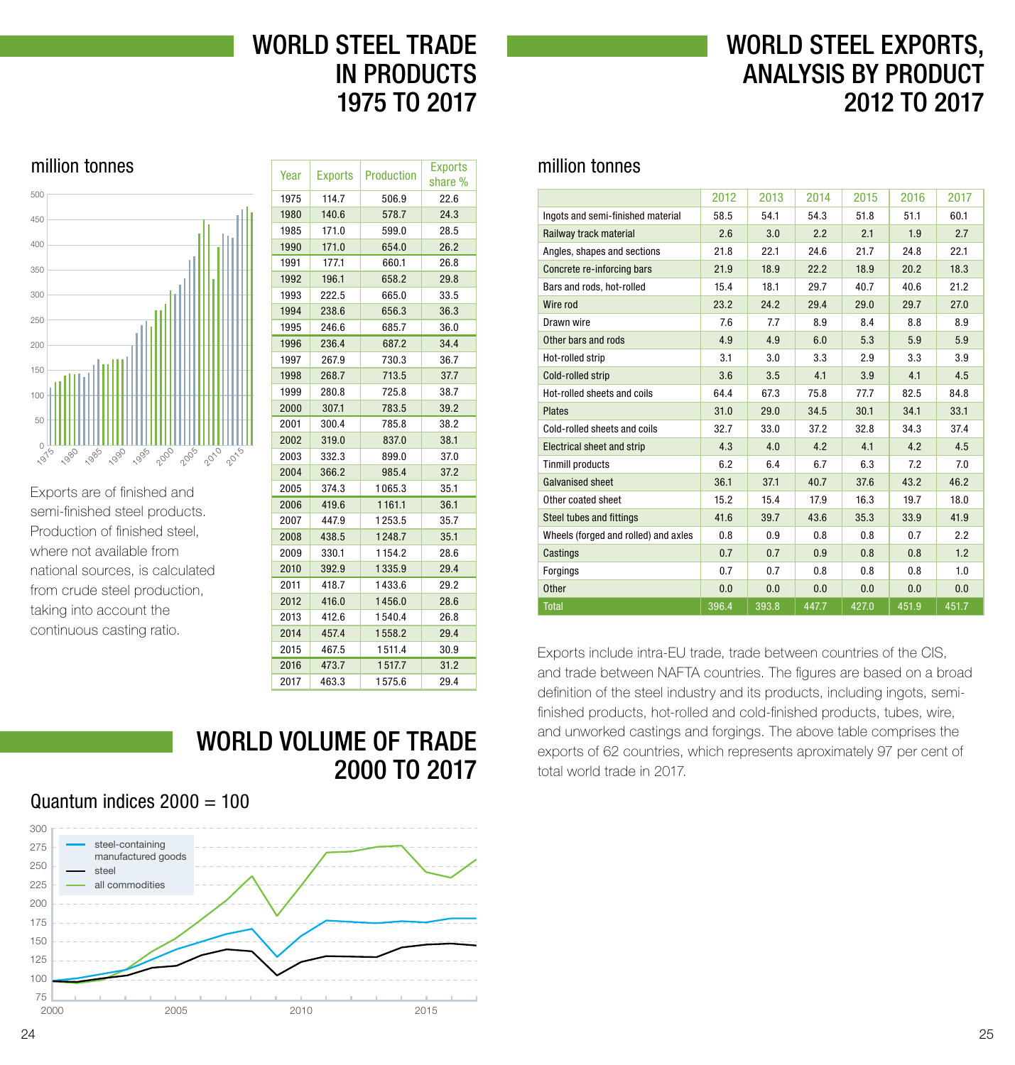# WORLD STEEL TRADE IN PRODUCTS 1975 TO 2017

million tonnes

| Year | Exports | Production | Exports share % |
|---|---|---|---|
| 1975 | 114.7 | 506.9 | 22.6 |
| 1980 | 140.6 | 578.7 | 24.3 |
| 1985 | 171.0 | 599.0 | 28.5 |
| 1990 | 171.0 | 654.0 | 26.2 |
| 1991 | 177.1 | 660.1 | 26.8 |
| 1992 | 196.1 | 658.2 | 29.8 |
| 1993 | 222.5 | 665.0 | 33.5 |
| 1994 | 238.6 | 656.3 | 36.3 |
| 1995 | 246.6 | 685.7 | 36.0 |
| 1996 | 236.4 | 687.2 | 34.4 |
| 1997 | 267.9 | 730.3 | 36.7 |
| 1998 | 268.7 | 713.5 | 37.7 |
| 1999 | 280.8 | 725.8 | 38.7 |
| 2000 | 307.1 | 783.5 | 39.2 |
| 2001 | 300.4 | 785.8 | 38.2 |
| 2002 | 319.0 | 837.0 | 38.1 |
| 2003 | 332.3 | 899.0 | 37.0 |
| 2004 | 366.2 | 985.4 | 37.2 |
| 2005 | 374.3 | 1 065.3 | 35.1 |
| 2006 | 419.6 | 1 161.1 | 36.1 |
| 2007 | 447.9 | 1 253.5 | 35.7 |
| 2008 | 438.5 | 1 248.7 | 35.1 |
| 2009 | 330.1 | 1 154.2 | 28.6 |
| 2010 | 392.9 | 1 335.9 | 29.4 |
| 2011 | 418.7 | 1 433.6 | 29.2 |
| 2012 | 416.0 | 1 456.0 | 28.6 |
| 2013 | 412.6 | 1 540.4 | 26.8 |
| 2014 | 457.4 | 1 558.2 | 29.4 |
| 2015 | 467.5 | 1 511.4 | 30.9 |
| 2016 | 473.7 | 1 517.7 | 31.2 |
| 2017 | 463.3 | 1 575.6 | 29.4 |

Exports are of finished and semi-finished steel products. Production of finished steel, where not available from national sources, is calculated from crude steel production, taking into account the continuous casting ratio.

# WORLD VOLUME OF TRADE 2000 TO 2017

Quantum indices 2000 = 100

# WORLD STEEL EXPORTS, ANALYSIS BY PRODUCT 2012 TO 2017

million tonnes

| | 2012 | 2013 | 2014 | 2015 | 2016 | 2017 |
|---|---|---|---|---|---|---|
| Ingots and semi-finished material | 58.5 | 54.1 | 54.3 | 51.8 | 51.1 | 60.1 |
| Railway track material | 2.6 | 3.0 | 2.2 | 2.1 | 1.9 | 2.7 |
| Angles, shapes and sections | 21.8 | 22.1 | 24.6 | 21.7 | 24.8 | 22.1 |
| Concrete re-inforcing bars | 21.9 | 18.9 | 22.2 | 18.9 | 20.2 | 18.3 |
| Bars and rods, hot-rolled | 15.4 | 18.1 | 29.7 | 40.7 | 40.6 | 21.2 |
| Wire rod | 23.2 | 24.2 | 29.4 | 29.0 | 29.7 | 27.0 |
| Drawn wire | 7.6 | 7.7 | 8.9 | 8.4 | 8.8 | 8.9 |
| Other bars and rods | 4.9 | 4.9 | 6.0 | 5.3 | 5.9 | 5.9 |
| Hot-rolled strip | 3.1 | 3.0 | 3.3 | 2.9 | 3.3 | 3.9 |
| Cold-rolled strip | 3.6 | 3.5 | 4.1 | 3.9 | 4.1 | 4.5 |
| Hot-rolled sheets and coils | 64.4 | 67.3 | 75.8 | 77.7 | 82.5 | 84.8 |
| Plates | 31.0 | 29.0 | 34.5 | 30.1 | 34.1 | 33.1 |
| Cold-rolled sheets and coils | 32.7 | 33.0 | 37.2 | 32.8 | 34.3 | 37.4 |
| Electrical sheet and strip | 4.3 | 4.0 | 4.2 | 4.1 | 4.2 | 4.5 |
| Tinmill products | 6.2 | 6.4 | 6.7 | 6.3 | 7.2 | 7.0 |
| Galvanised sheet | 36.1 | 37.1 | 40.7 | 37.6 | 43.2 | 46.2 |
| Other coated sheet | 15.2 | 15.4 | 17.9 | 16.3 | 19.7 | 18.0 |
| Steel tubes and fittings | 41.6 | 39.7 | 43.6 | 35.3 | 33.9 | 41.9 |
| Wheels (forged and rolled) and axles | 0.8 | 0.9 | 0.8 | 0.8 | 0.7 | 2.2 |
| Castings | 0.7 | 0.7 | 0.9 | 0.8 | 0.8 | 1.2 |
| Forgings | 0.7 | 0.7 | 0.8 | 0.8 | 0.8 | 1.0 |
| Other | 0.0 | 0.0 | 0.0 | 0.0 | 0.0 | 0.0 |
| Total | 396.4 | 393.8 | 447.7 | 427.0 | 451.9 | 451.7 |

Exports include intra-EU trade, trade between countries of the CIS, and trade between NAFTA countries. The figures are based on a broad definition of the steel industry and its products, including ingots, semi-finished products, hot-rolled and cold-finished products, tubes, wire, and unworked castings and forgings. The above table comprises the exports of 62 countries, which represents aproximately 97 per cent of total world trade in 2017.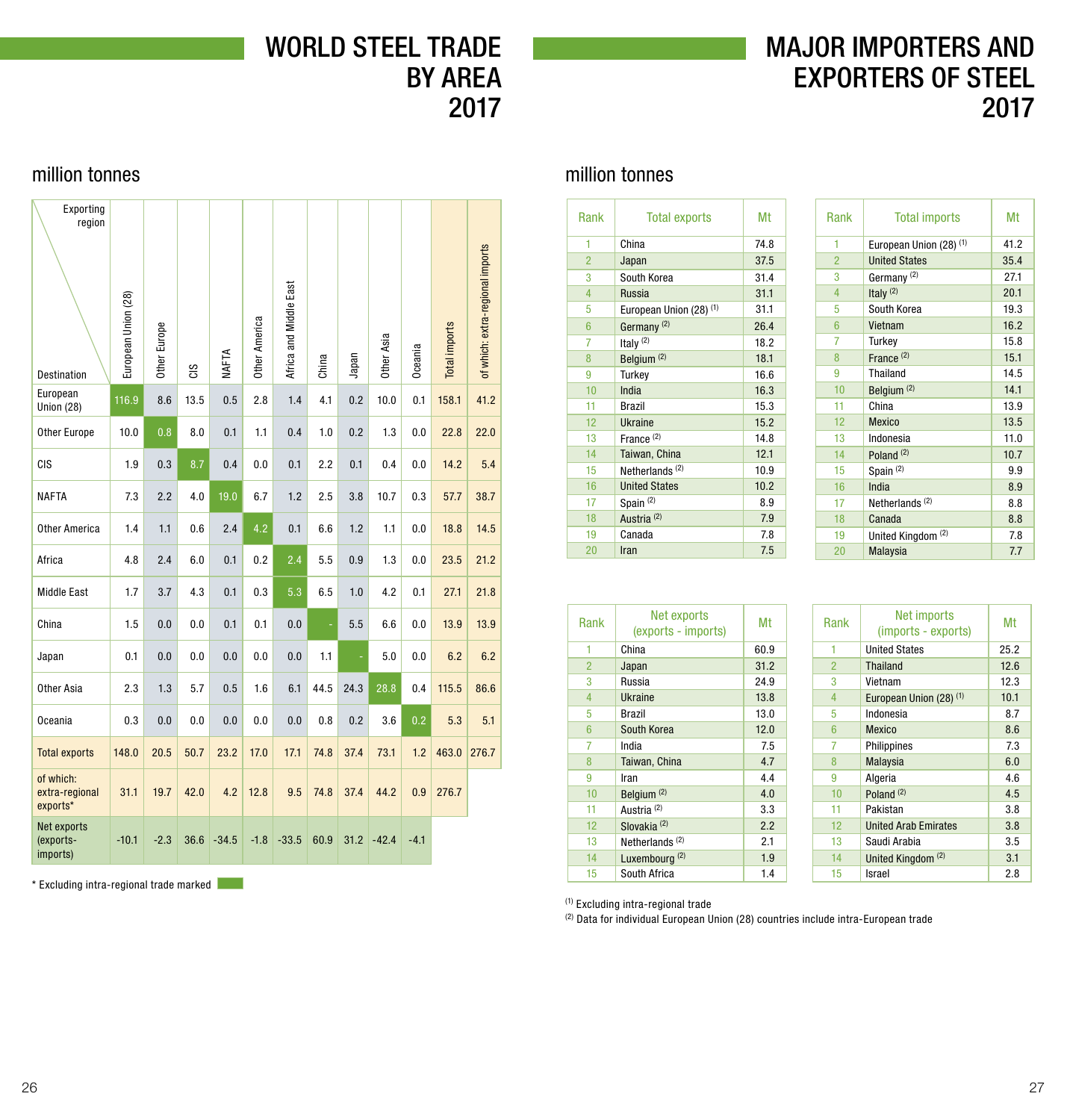# WORLD STEEL TRADE BY AREA 2017

million tonnes

| Destination \ Exporting region | European Union (28) | Other Europe | CIS | NAFTA | Other America | Africa and Middle East | China | Japan | Other Asia | Oceania | Total imports | of which: extra-regional imports |
|---|---|---|---|---|---|---|---|---|---|---|---|---|
| European Union (28) | 116.9 | 8.6 | 13.5 | 0.5 | 2.8 | 1.4 | 4.1 | 0.2 | 10.0 | 0.1 | 158.1 | 41.2 |
| Other Europe | 10.0 | 0.8 | 8.0 | 0.1 | 1.1 | 0.4 | 1.0 | 0.2 | 1.3 | 0.0 | 22.8 | 22.0 |
| CIS | 1.9 | 0.3 | 8.7 | 0.4 | 0.0 | 0.1 | 2.2 | 0.1 | 0.4 | 0.0 | 14.2 | 5.4 |
| NAFTA | 7.3 | 2.2 | 4.0 | 19.0 | 6.7 | 1.2 | 2.5 | 3.8 | 10.7 | 0.3 | 57.7 | 38.7 |
| Other America | 1.4 | 1.1 | 0.6 | 2.4 | 4.2 | 0.1 | 6.6 | 1.2 | 1.1 | 0.0 | 18.8 | 14.5 |
| Africa | 4.8 | 2.4 | 6.0 | 0.1 | 0.2 | 2.4 | 5.5 | 0.9 | 1.3 | 0.0 | 23.5 | 21.2 |
| Middle East | 1.7 | 3.7 | 4.3 | 0.1 | 0.3 | 5.3 | 6.5 | 1.0 | 4.2 | 0.1 | 27.1 | 21.8 |
| China | 1.5 | 0.0 | 0.0 | 0.1 | 0.1 | 0.0 | - | 5.5 | 6.6 | 0.0 | 13.9 | 13.9 |
| Japan | 0.1 | 0.0 | 0.0 | 0.0 | 0.0 | 0.0 | 1.1 | - | 5.0 | 0.0 | 6.2 | 6.2 |
| Other Asia | 2.3 | 1.3 | 5.7 | 0.5 | 1.6 | 6.1 | 44.5 | 24.3 | 28.8 | 0.4 | 115.5 | 86.6 |
| Oceania | 0.3 | 0.0 | 0.0 | 0.0 | 0.0 | 0.0 | 0.8 | 0.2 | 3.6 | 0.2 | 5.3 | 5.1 |
| Total exports | 148.0 | 20.5 | 50.7 | 23.2 | 17.0 | 17.1 | 74.8 | 37.4 | 73.1 | 1.2 | 463.0 | 276.7 |
| of which: extra-regional exports* | 31.1 | 19.7 | 42.0 | 4.2 | 12.8 | 9.5 | 74.8 | 37.4 | 44.2 | 0.9 | 276.7 | |
| Net exports (exports-imports) | -10.1 | -2.3 | 36.6 | -34.5 | -1.8 | -33.5 | 60.9 | 31.2 | -42.4 | -4.1 | | |

\* Excluding intra-regional trade marked

# MAJOR IMPORTERS AND EXPORTERS OF STEEL 2017

million tonnes

| Rank | Total exports | Mt |
|---|---|---|
| 1 | China | 74.8 |
| 2 | Japan | 37.5 |
| 3 | South Korea | 31.4 |
| 4 | Russia | 31.1 |
| 5 | European Union (28) [1] | 31.1 |
| 6 | Germany [2] | 26.4 |
| 7 | Italy [2] | 18.2 |
| 8 | Belgium [2] | 18.1 |
| 9 | Turkey | 16.6 |
| 10 | India | 16.3 |
| 11 | Brazil | 15.3 |
| 12 | Ukraine | 15.2 |
| 13 | France [2] | 14.8 |
| 14 | Taiwan, China | 12.1 |
| 15 | Netherlands [2] | 10.9 |
| 16 | United States | 10.2 |
| 17 | Spain [2] | 8.9 |
| 18 | Austria [2] | 7.9 |
| 19 | Canada | 7.8 |
| 20 | Iran | 7.5 |

| Rank | Total imports | Mt |
|---|---|---|
| 1 | European Union (28) [1] | 41.2 |
| 2 | United States | 35.4 |
| 3 | Germany [2] | 27.1 |
| 4 | Italy [2] | 20.1 |
| 5 | South Korea | 19.3 |
| 6 | Vietnam | 16.2 |
| 7 | Turkey | 15.8 |
| 8 | France [2] | 15.1 |
| 9 | Thailand | 14.5 |
| 10 | Belgium [2] | 14.1 |
| 11 | China | 13.9 |
| 12 | Mexico | 13.5 |
| 13 | Indonesia | 11.0 |
| 14 | Poland [2] | 10.7 |
| 15 | Spain [2] | 9.9 |
| 16 | India | 8.9 |
| 17 | Netherlands [2] | 8.8 |
| 18 | Canada | 8.8 |
| 19 | United Kingdom [2] | 7.8 |
| 20 | Malaysia | 7.7 |

| Rank | Net exports (exports - imports) | Mt |
|---|---|---|
| 1 | China | 60.9 |
| 2 | Japan | 31.2 |
| 3 | Russia | 24.9 |
| 4 | Ukraine | 13.8 |
| 5 | Brazil | 13.0 |
| 6 | South Korea | 12.0 |
| 7 | India | 7.5 |
| 8 | Taiwan, China | 4.7 |
| 9 | Iran | 4.4 |
| 10 | Belgium [2] | 4.0 |
| 11 | Austria [2] | 3.3 |
| 12 | Slovakia [2] | 2.2 |
| 13 | Netherlands [2] | 2.1 |
| 14 | Luxembourg [2] | 1.9 |
| 15 | South Africa | 1.4 |

| Rank | Net imports (imports - exports) | Mt |
|---|---|---|
| 1 | United States | 25.2 |
| 2 | Thailand | 12.6 |
| 3 | Vietnam | 12.3 |
| 4 | European Union (28) [1] | 10.1 |
| 5 | Indonesia | 8.7 |
| 6 | Mexico | 8.6 |
| 7 | Philippines | 7.3 |
| 8 | Malaysia | 6.0 |
| 9 | Algeria | 4.6 |
| 10 | Poland [2] | 4.5 |
| 11 | Pakistan | 3.8 |
| 12 | United Arab Emirates | 3.8 |
| 13 | Saudi Arabia | 3.5 |
| 14 | United Kingdom [2] | 3.1 |
| 15 | Israel | 2.8 |

[1] Excluding intra-regional trade
[2] Data for individual European Union (28) countries include intra-European trade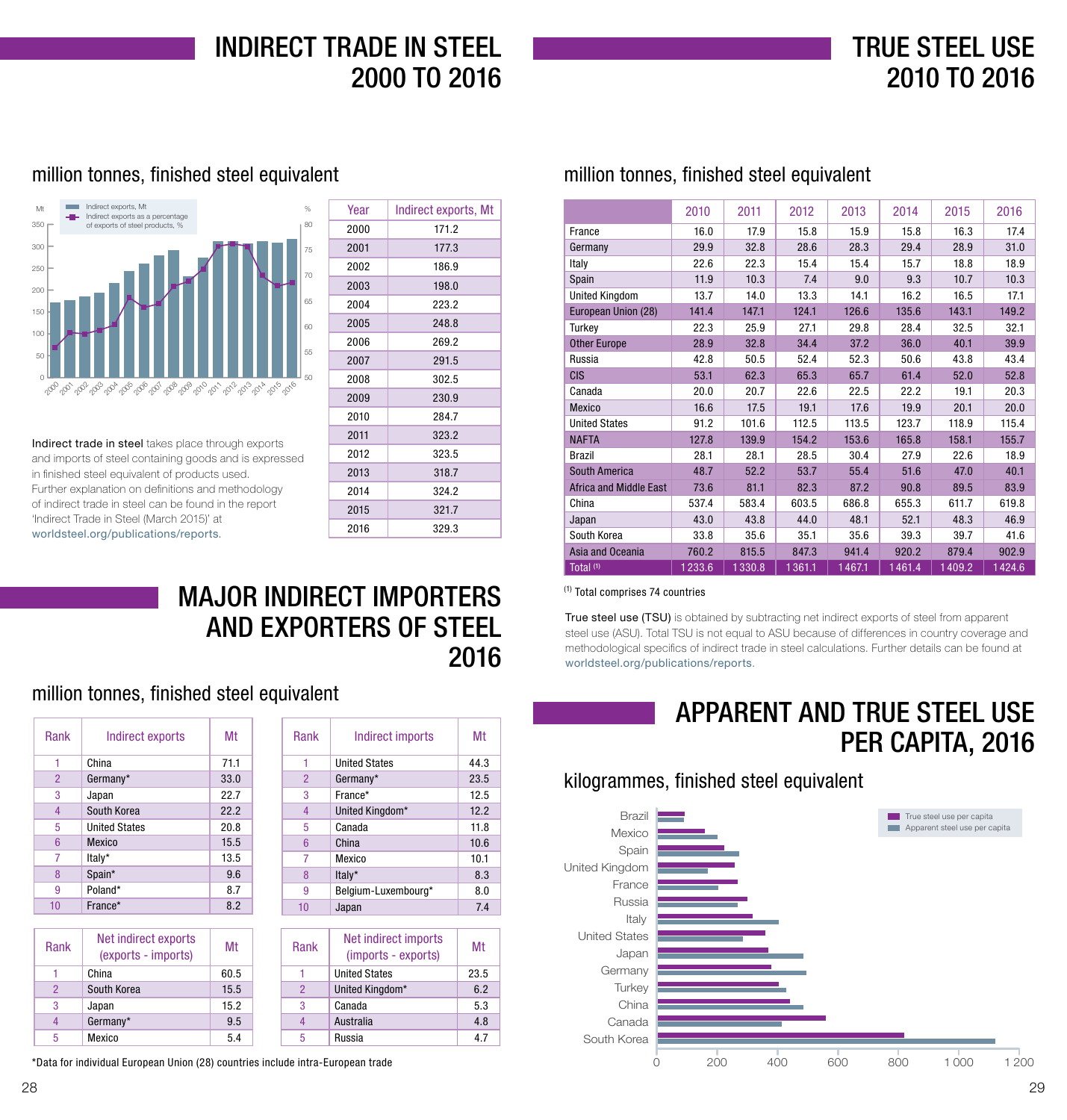# INDIRECT TRADE IN STEEL 2000 TO 2016

million tonnes, finished steel equivalent

| Year | Indirect exports, Mt |
|---|---|
| 2000 | 171.2 |
| 2001 | 177.3 |
| 2002 | 186.9 |
| 2003 | 198.0 |
| 2004 | 223.2 |
| 2005 | 248.8 |
| 2006 | 269.2 |
| 2007 | 291.5 |
| 2008 | 302.5 |
| 2009 | 230.9 |
| 2010 | 284.7 |
| 2011 | 323.2 |
| 2012 | 323.5 |
| 2013 | 318.7 |
| 2014 | 324.2 |
| 2015 | 321.7 |
| 2016 | 329.3 |

**Indirect trade in steel** takes place through exports and imports of steel containing goods and is expressed in finished steel equivalent of products used. Further explanation on definitions and methodology of indirect trade in steel can be found in the report 'Indirect Trade in Steel (March 2015)' at worldsteel.org/publications/reports.

# MAJOR INDIRECT IMPORTERS AND EXPORTERS OF STEEL 2016

million tonnes, finished steel equivalent

| Rank | Indirect exports | Mt |
|---|---|---|
| 1 | China | 71.1 |
| 2 | Germany* | 33.0 |
| 3 | Japan | 22.7 |
| 4 | South Korea | 22.2 |
| 5 | United States | 20.8 |
| 6 | Mexico | 15.5 |
| 7 | Italy* | 13.5 |
| 8 | Spain* | 9.6 |
| 9 | Poland* | 8.7 |
| 10 | France* | 8.2 |

| Rank | Indirect imports | Mt |
|---|---|---|
| 1 | United States | 44.3 |
| 2 | Germany* | 23.5 |
| 3 | France* | 12.5 |
| 4 | United Kingdom* | 12.2 |
| 5 | Canada | 11.8 |
| 6 | China | 10.6 |
| 7 | Mexico | 10.1 |
| 8 | Italy* | 8.3 |
| 9 | Belgium-Luxembourg* | 8.0 |
| 10 | Japan | 7.4 |

| Rank | Net indirect exports (exports - imports) | Mt |
|---|---|---|
| 1 | China | 60.5 |
| 2 | South Korea | 15.5 |
| 3 | Japan | 15.2 |
| 4 | Germany* | 9.5 |
| 5 | Mexico | 5.4 |

| Rank | Net indirect imports (imports - exports) | Mt |
|---|---|---|
| 1 | United States | 23.5 |
| 2 | United Kingdom* | 6.2 |
| 3 | Canada | 5.3 |
| 4 | Australia | 4.8 |
| 5 | Russia | 4.7 |

*Data for individual European Union (28) countries include intra-European trade

# TRUE STEEL USE 2010 TO 2016

million tonnes, finished steel equivalent

| | 2010 | 2011 | 2012 | 2013 | 2014 | 2015 | 2016 |
|---|---|---|---|---|---|---|---|
| France | 16.0 | 17.9 | 15.8 | 15.9 | 15.8 | 16.3 | 17.4 |
| Germany | 29.9 | 32.8 | 28.6 | 28.3 | 29.4 | 28.9 | 31.0 |
| Italy | 22.6 | 22.3 | 15.4 | 15.4 | 15.7 | 18.8 | 18.9 |
| Spain | 11.9 | 10.3 | 7.4 | 9.0 | 9.3 | 10.7 | 10.3 |
| United Kingdom | 13.7 | 14.0 | 13.3 | 14.1 | 16.2 | 16.5 | 17.1 |
| European Union (28) | 141.4 | 147.1 | 124.1 | 126.6 | 135.6 | 143.1 | 149.2 |
| Turkey | 22.3 | 25.9 | 27.1 | 29.8 | 28.4 | 32.5 | 32.1 |
| Other Europe | 28.9 | 32.8 | 34.4 | 37.2 | 36.0 | 40.1 | 39.9 |
| Russia | 42.8 | 50.5 | 52.4 | 52.3 | 50.6 | 43.8 | 43.4 |
| CIS | 53.1 | 62.3 | 65.3 | 65.7 | 61.4 | 52.0 | 52.8 |
| Canada | 20.0 | 20.7 | 22.6 | 22.5 | 22.2 | 19.1 | 20.3 |
| Mexico | 16.6 | 17.5 | 19.1 | 17.6 | 19.9 | 20.1 | 20.0 |
| United States | 91.2 | 101.6 | 112.5 | 113.5 | 123.7 | 118.9 | 115.4 |
| NAFTA | 127.8 | 139.9 | 154.2 | 153.6 | 165.8 | 158.1 | 155.7 |
| Brazil | 28.1 | 28.1 | 28.5 | 30.4 | 27.9 | 22.6 | 18.9 |
| South America | 48.7 | 52.2 | 53.7 | 55.4 | 51.6 | 47.0 | 40.1 |
| Africa and Middle East | 73.6 | 81.1 | 82.3 | 87.2 | 90.8 | 89.5 | 83.9 |
| China | 537.4 | 583.4 | 603.5 | 686.8 | 655.3 | 611.7 | 619.8 |
| Japan | 43.0 | 43.8 | 44.0 | 48.1 | 52.1 | 48.3 | 46.9 |
| South Korea | 33.8 | 35.6 | 35.1 | 35.6 | 39.3 | 39.7 | 41.6 |
| Asia and Oceania | 760.2 | 815.5 | 847.3 | 941.4 | 920.2 | 879.4 | 902.9 |
| Total [1] | 1 233.6 | 1 330.8 | 1 361.1 | 1 467.1 | 1 461.4 | 1 409.2 | 1 424.6 |

[1] Total comprises 74 countries

**True steel use (TSU)** is obtained by subtracting net indirect exports of steel from apparent steel use (ASU). Total TSU is not equal to ASU because of differences in country coverage and methodological specifics of indirect trade in steel calculations. Further details can be found at worldsteel.org/publications/reports.

# APPARENT AND TRUE STEEL USE PER CAPITA, 2016

kilogrammes, finished steel equivalent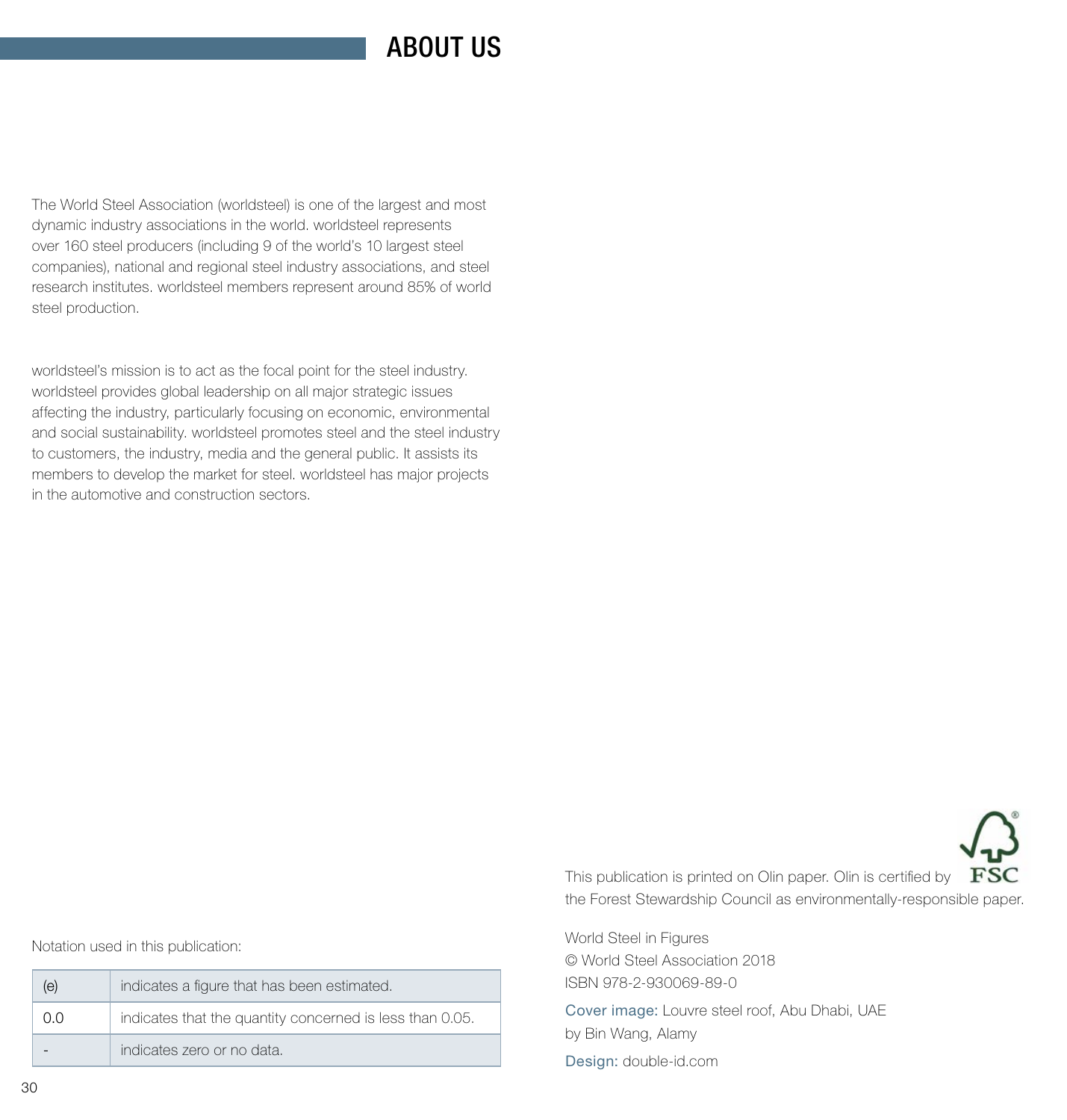# ABOUT US

The World Steel Association (worldsteel) is one of the largest and most dynamic industry associations in the world. worldsteel represents over 160 steel producers (including 9 of the world's 10 largest steel companies), national and regional steel industry associations, and steel research institutes. worldsteel members represent around 85% of world steel production.

worldsteel's mission is to act as the focal point for the steel industry. worldsteel provides global leadership on all major strategic issues affecting the industry, particularly focusing on economic, environmental and social sustainability. worldsteel promotes steel and the steel industry to customers, the industry, media and the general public. It assists its members to develop the market for steel. worldsteel has major projects in the automotive and construction sectors.

Notation used in this publication:

| | |
|---|---|
| (e) | indicates a figure that has been estimated. |
| 0.0 | indicates that the quantity concerned is less than 0.05. |
| - | indicates zero or no data. |

This publication is printed on Olin paper. Olin is certified by FSC the Forest Stewardship Council as environmentally-responsible paper.

World Steel in Figures
© World Steel Association 2018
ISBN 978-2-930069-89-0

Cover image: Louvre steel roof, Abu Dhabi, UAE by Bin Wang, Alamy

Design: double-id.com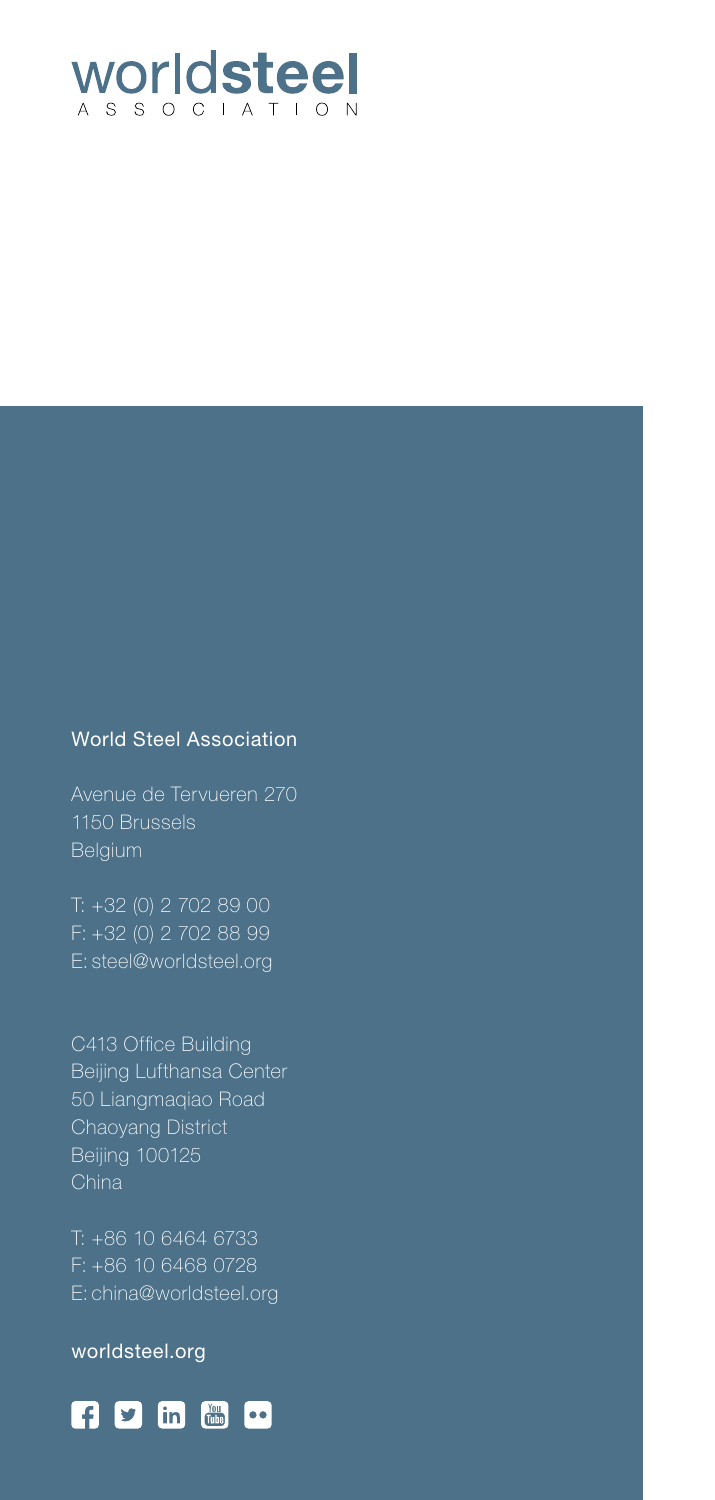worldsteel
ASSOCIATION

World Steel Association

Avenue de Tervueren 270
1150 Brussels
Belgium

T: +32 (0) 2 702 89 00
F: +32 (0) 2 702 88 99
E: steel@worldsteel.org

C413 Office Building
Beijing Lufthansa Center
50 Liangmaqiao Road
Chaoyang District
Beijing 100125
China

T: +86 10 6464 6733
F: +86 10 6468 0728
E: china@worldsteel.org

worldsteel.org